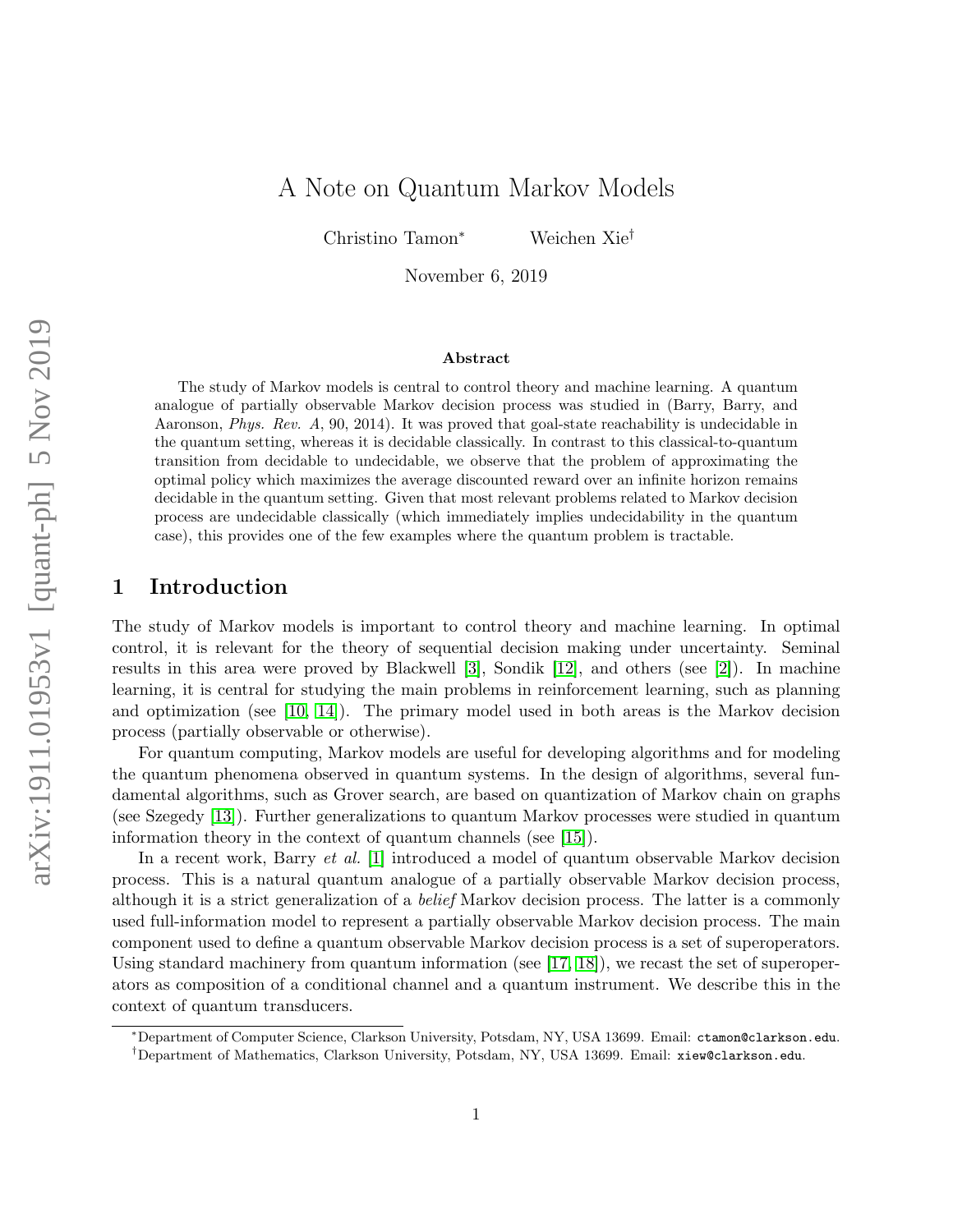# A Note on Quantum Markov Models

Christino Tamon* Weichen Xie†

November 6, 2019

## Abstract

The study of Markov models is central to control theory and machine learning. A quantum analogue of partially observable Markov decision process was studied in (Barry, Barry, and Aaronson, *Phys. Rev. A*, 90, 2014). It was proved that goal-state reachability is undecidable in the quantum setting, whereas it is decidable classically. In contrast to this classical-to-quantum transition from decidable to undecidable, we observe that the problem of approximating the optimal policy which maximizes the average discounted reward over an infinite horizon remains decidable in the quantum setting. Given that most relevant problems related to Markov decision process are undecidable classically (which immediately implies undecidability in the quantum case), this provides one of the few examples where the quantum problem is tractable.

## 1 Introduction

The study of Markov models is important to control theory and machine learning. In optimal control, it is relevant for the theory of sequential decision making under uncertainty. Seminal results in this area were proved by Blackwell [3], Sondik [12], and others (see [2]). In machine learning, it is central for studying the main problems in reinforcement learning, such as planning and optimization (see [10, 14]). The primary model used in both areas is the Markov decision process (partially observable or otherwise).

For quantum computing, Markov models are useful for developing algorithms and for modeling the quantum phenomena observed in quantum systems. In the design of algorithms, several fundamental algorithms, such as Grover search, are based on quantization of Markov chain on graphs (see Szegedy [13]). Further generalizations to quantum Markov processes were studied in quantum information theory in the context of quantum channels (see [15]).

In a recent work, Barry *et al.* [1] introduced a model of quantum observable Markov decision process. This is a natural quantum analogue of a partially observable Markov decision process, although it is a strict generalization of a *belief* Markov decision process. The latter is a commonly used full-information model to represent a partially observable Markov decision process. The main component used to define a quantum observable Markov decision process is a set of superoperators. Using standard machinery from quantum information (see [17, 18]), we recast the set of superoperators as composition of a conditional channel and a quantum instrument. We describe this in the context of quantum transducers.

*Department of Computer Science, Clarkson University, Potsdam, NY, USA 13699. Email: ctamon@clarkson.edu.

†Department of Mathematics, Clarkson University, Potsdam, NY, USA 13699. Email: xiew@clarkson.edu.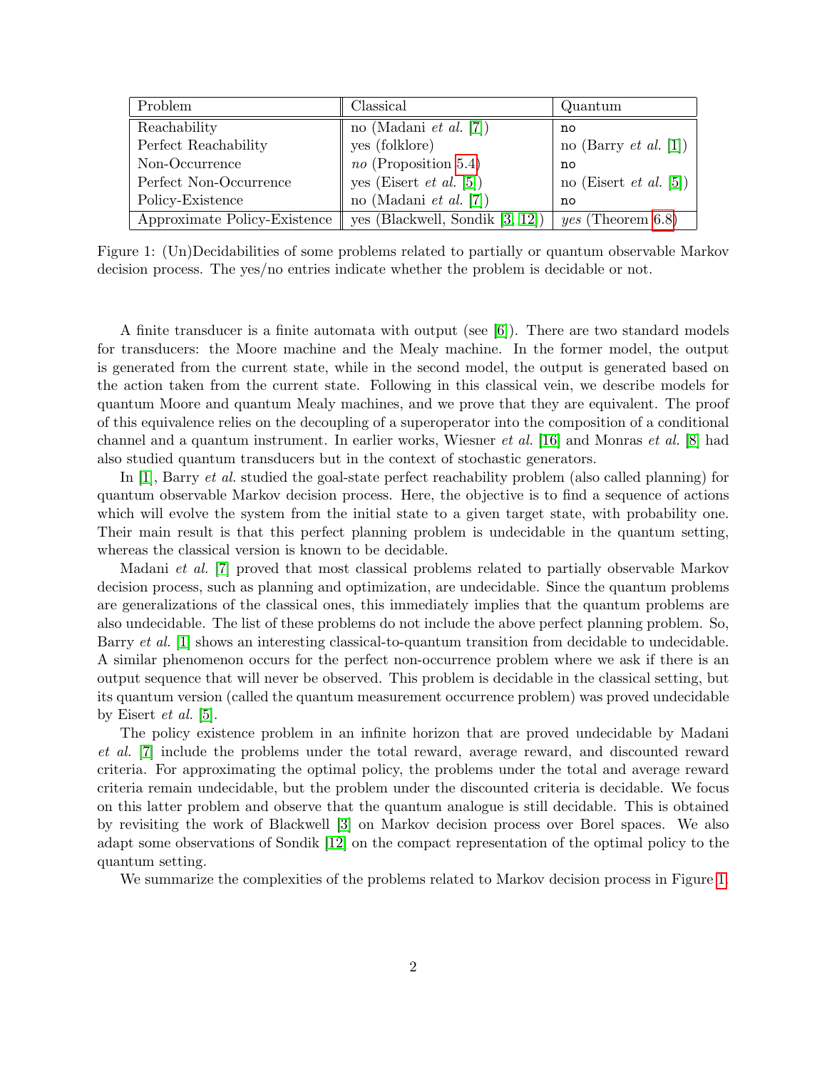| Problem | Classical | Quantum |
|---|---|---|
| Reachability | no (Madani *et al.* [7]) | `no` |
| Perfect Reachability | yes (folklore) | no (Barry *et al.* [1]) |
| Non-Occurrence | *no* (Proposition 5.4) | `no` |
| Perfect Non-Occurrence | yes (Eisert *et al.* [5]) | no (Eisert *et al.* [5]) |
| Policy-Existence | no (Madani *et al.* [7]) | `no` |
| Approximate Policy-Existence | yes (Blackwell, Sondik [3, 12]) | *yes* (Theorem 6.8) |

Figure 1: (Un)Decidabilities of some problems related to partially or quantum observable Markov decision process. The yes/no entries indicate whether the problem is decidable or not.

A finite transducer is a finite automata with output (see [6]). There are two standard models for transducers: the Moore machine and the Mealy machine. In the former model, the output is generated from the current state, while in the second model, the output is generated based on the action taken from the current state. Following in this classical vein, we describe models for quantum Moore and quantum Mealy machines, and we prove that they are equivalent. The proof of this equivalence relies on the decoupling of a superoperator into the composition of a conditional channel and a quantum instrument. In earlier works, Wiesner *et al.* [16] and Monras *et al.* [8] had also studied quantum transducers but in the context of stochastic generators.

In [1], Barry *et al.* studied the goal-state perfect reachability problem (also called planning) for quantum observable Markov decision process. Here, the objective is to find a sequence of actions which will evolve the system from the initial state to a given target state, with probability one. Their main result is that this perfect planning problem is undecidable in the quantum setting, whereas the classical version is known to be decidable.

Madani *et al.* [7] proved that most classical problems related to partially observable Markov decision process, such as planning and optimization, are undecidable. Since the quantum problems are generalizations of the classical ones, this immediately implies that the quantum problems are also undecidable. The list of these problems do not include the above perfect planning problem. So, Barry *et al.* [1] shows an interesting classical-to-quantum transition from decidable to undecidable. A similar phenomenon occurs for the perfect non-occurrence problem where we ask if there is an output sequence that will never be observed. This problem is decidable in the classical setting, but its quantum version (called the quantum measurement occurrence problem) was proved undecidable by Eisert *et al.* [5].

The policy existence problem in an infinite horizon that are proved undecidable by Madani *et al.* [7] include the problems under the total reward, average reward, and discounted reward criteria. For approximating the optimal policy, the problems under the total and average reward criteria remain undecidable, but the problem under the discounted criteria is decidable. We focus on this latter problem and observe that the quantum analogue is still decidable. This is obtained by revisiting the work of Blackwell [3] on Markov decision process over Borel spaces. We also adapt some observations of Sondik [12] on the compact representation of the optimal policy to the quantum setting.

We summarize the complexities of the problems related to Markov decision process in Figure 1.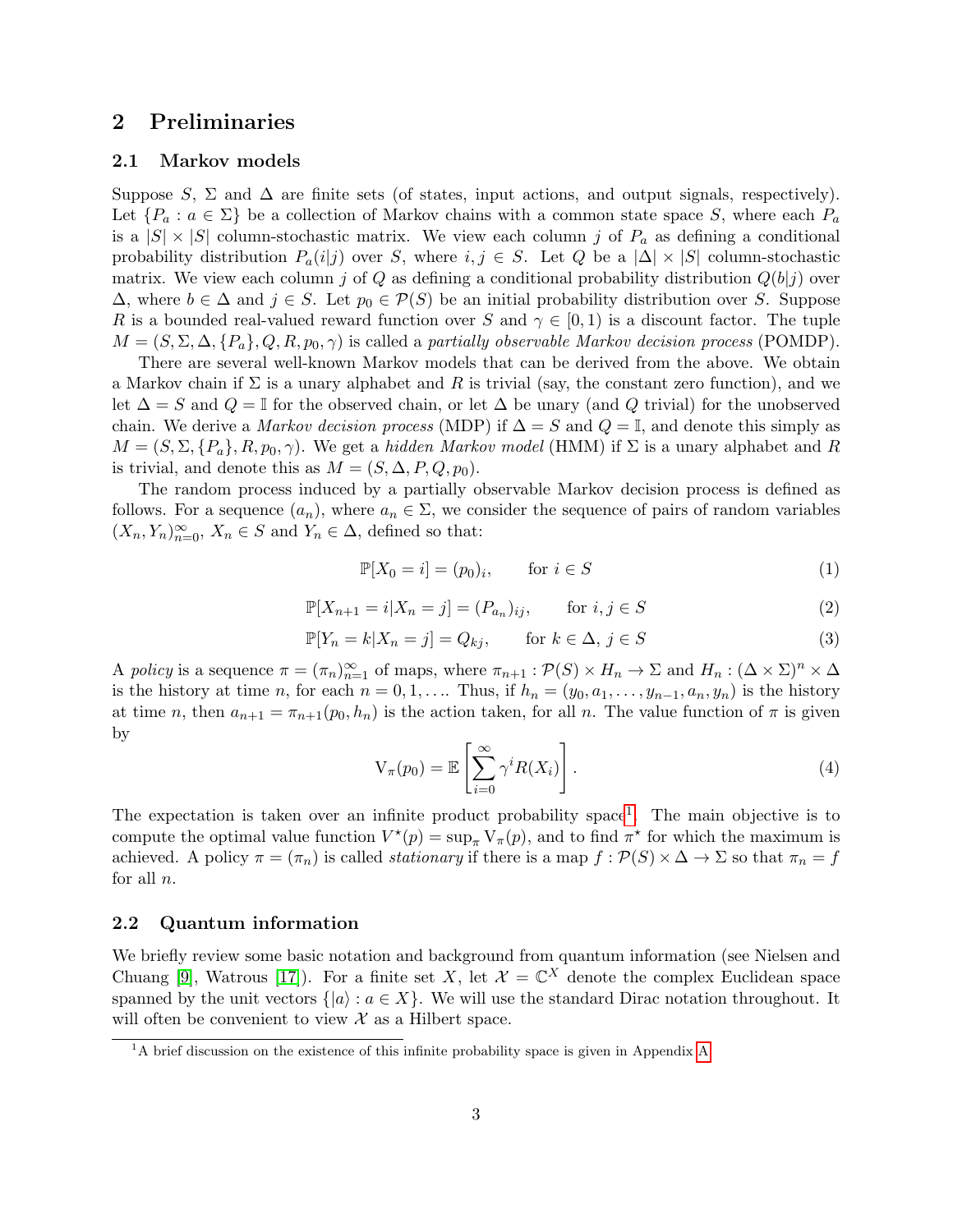## 2 Preliminaries

### 2.1 Markov models

Suppose $S$, $\Sigma$ and $\Delta$ are finite sets (of states, input actions, and output signals, respectively). Let $\{P_a : a \in \Sigma\}$ be a collection of Markov chains with a common state space $S$, where each $P_a$ is a $|S| \times |S|$ column-stochastic matrix. We view each column $j$ of $P_a$ as defining a conditional probability distribution $P_a(i|j)$ over $S$, where $i, j \in S$. Let $Q$ be a $|\Delta| \times |S|$ column-stochastic matrix. We view each column $j$ of $Q$ as defining a conditional probability distribution $Q(b|j)$ over $\Delta$, where $b \in \Delta$ and $j \in S$. Let $p_0 \in \mathcal{P}(S)$ be an initial probability distribution over $S$. Suppose $R$ is a bounded real-valued reward function over $S$ and $\gamma \in [0, 1)$ is a discount factor. The tuple $M = (S, \Sigma, \Delta, \{P_a\}, Q, R, p_0, \gamma)$ is called a *partially observable Markov decision process* (POMDP).

There are several well-known Markov models that can be derived from the above. We obtain a Markov chain if $\Sigma$ is a unary alphabet and $R$ is trivial (say, the constant zero function), and we let $\Delta = S$ and $Q = \mathbb{I}$ for the observed chain, or let $\Delta$ be unary (and $Q$ trivial) for the unobserved chain. We derive a *Markov decision process* (MDP) if $\Delta = S$ and $Q = \mathbb{I}$, and denote this simply as $M = (S, \Sigma, \{P_a\}, R, p_0, \gamma)$. We get a *hidden Markov model* (HMM) if $\Sigma$ is a unary alphabet and $R$ is trivial, and denote this as $M = (S, \Delta, P, Q, p_0)$.

The random process induced by a partially observable Markov decision process is defined as follows. For a sequence $(a_n)$, where $a_n \in \Sigma$, we consider the sequence of pairs of random variables $(X_n, Y_n)_{n=0}^{\infty}$, $X_n \in S$ and $Y_n \in \Delta$, defined so that:

$$\mathbb{P}[X_0 = i] = (p_0)_i, \qquad \text{for } i \in S \tag{1}$$

$$\mathbb{P}[X_{n+1} = i | X_n = j] = (P_{a_n})_{ij}, \qquad \text{for } i, j \in S \tag{2}$$

$$\mathbb{P}[Y_n = k | X_n = j] = Q_{kj}, \qquad \text{for } k \in \Delta,\ j \in S \tag{3}$$

A *policy* is a sequence $\pi = (\pi_n)_{n=1}^{\infty}$ of maps, where $\pi_{n+1} : \mathcal{P}(S) \times H_n \to \Sigma$ and $H_n : (\Delta \times \Sigma)^n \times \Delta$ is the history at time $n$, for each $n = 0, 1, \ldots$. Thus, if $h_n = (y_0, a_1, \ldots, y_{n-1}, a_n, y_n)$ is the history at time $n$, then $a_{n+1} = \pi_{n+1}(p_0, h_n)$ is the action taken, for all $n$. The value function of $\pi$ is given by

$$\mathrm{V}_{\pi}(p_0) = \mathbb{E}\left[\sum_{i=0}^{\infty} \gamma^i R(X_i)\right]. \tag{4}$$

The expectation is taken over an infinite product probability space[1]. The main objective is to compute the optimal value function $V^{\star}(p) = \sup_{\pi} \mathrm{V}_{\pi}(p)$, and to find $\pi^{\star}$ for which the maximum is achieved. A policy $\pi = (\pi_n)$ is called *stationary* if there is a map $f : \mathcal{P}(S) \times \Delta \to \Sigma$ so that $\pi_n = f$ for all $n$.

### 2.2 Quantum information

We briefly review some basic notation and background from quantum information (see Nielsen and Chuang [9], Watrous [17]). For a finite set $X$, let $\mathcal{X} = \mathbb{C}^X$ denote the complex Euclidean space spanned by the unit vectors $\{|a\rangle : a \in X\}$. We will use the standard Dirac notation throughout. It will often be convenient to view $\mathcal{X}$ as a Hilbert space.

[1] A brief discussion on the existence of this infinite probability space is given in Appendix A.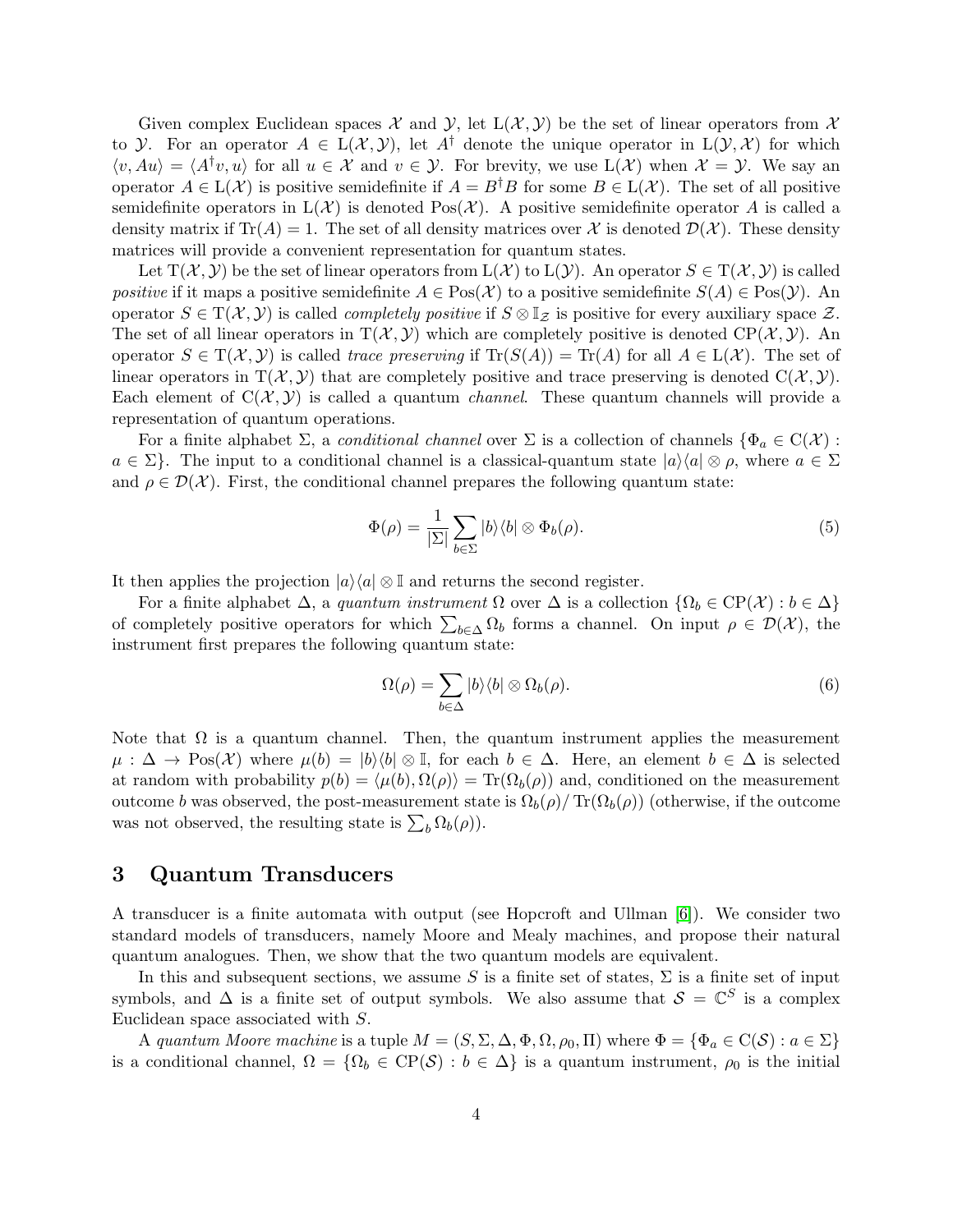Given complex Euclidean spaces $\mathcal{X}$ and $\mathcal{Y}$, let $\mathrm{L}(\mathcal{X}, \mathcal{Y})$ be the set of linear operators from $\mathcal{X}$ to $\mathcal{Y}$. For an operator $A \in \mathrm{L}(\mathcal{X}, \mathcal{Y})$, let $A^\dagger$ denote the unique operator in $\mathrm{L}(\mathcal{Y}, \mathcal{X})$ for which $\langle v, Au \rangle = \langle A^\dagger v, u \rangle$ for all $u \in \mathcal{X}$ and $v \in \mathcal{Y}$. For brevity, we use $\mathrm{L}(\mathcal{X})$ when $\mathcal{X} = \mathcal{Y}$. We say an operator $A \in \mathrm{L}(\mathcal{X})$ is positive semidefinite if $A = B^\dagger B$ for some $B \in \mathrm{L}(\mathcal{X})$. The set of all positive semidefinite operators in $\mathrm{L}(\mathcal{X})$ is denoted $\mathrm{Pos}(\mathcal{X})$. A positive semidefinite operator $A$ is called a density matrix if $\mathrm{Tr}(A) = 1$. The set of all density matrices over $\mathcal{X}$ is denoted $\mathcal{D}(\mathcal{X})$. These density matrices will provide a convenient representation for quantum states.

Let $\mathrm{T}(\mathcal{X}, \mathcal{Y})$ be the set of linear operators from $\mathrm{L}(\mathcal{X})$ to $\mathrm{L}(\mathcal{Y})$. An operator $S \in \mathrm{T}(\mathcal{X}, \mathcal{Y})$ is called *positive* if it maps a positive semidefinite $A \in \mathrm{Pos}(\mathcal{X})$ to a positive semidefinite $S(A) \in \mathrm{Pos}(\mathcal{Y})$. An operator $S \in \mathrm{T}(\mathcal{X}, \mathcal{Y})$ is called *completely positive* if $S \otimes \mathbb{I}_{\mathcal{Z}}$ is positive for every auxiliary space $\mathcal{Z}$. The set of all linear operators in $\mathrm{T}(\mathcal{X}, \mathcal{Y})$ which are completely positive is denoted $\mathrm{CP}(\mathcal{X}, \mathcal{Y})$. An operator $S \in \mathrm{T}(\mathcal{X}, \mathcal{Y})$ is called *trace preserving* if $\mathrm{Tr}(S(A)) = \mathrm{Tr}(A)$ for all $A \in \mathrm{L}(\mathcal{X})$. The set of linear operators in $\mathrm{T}(\mathcal{X}, \mathcal{Y})$ that are completely positive and trace preserving is denoted $\mathrm{C}(\mathcal{X}, \mathcal{Y})$. Each element of $\mathrm{C}(\mathcal{X}, \mathcal{Y})$ is called a quantum *channel*. These quantum channels will provide a representation of quantum operations.

For a finite alphabet $\Sigma$, a *conditional channel* over $\Sigma$ is a collection of channels $\{\Phi_a \in \mathrm{C}(\mathcal{X}) : a \in \Sigma\}$. The input to a conditional channel is a classical-quantum state $|a\rangle\langle a| \otimes \rho$, where $a \in \Sigma$ and $\rho \in \mathcal{D}(\mathcal{X})$. First, the conditional channel prepares the following quantum state:

$$\Phi(\rho) = \frac{1}{|\Sigma|} \sum_{b \in \Sigma} |b\rangle\langle b| \otimes \Phi_b(\rho). \tag{5}$$

It then applies the projection $|a\rangle\langle a| \otimes \mathbb{I}$ and returns the second register.

For a finite alphabet $\Delta$, a *quantum instrument* $\Omega$ over $\Delta$ is a collection $\{\Omega_b \in \mathrm{CP}(\mathcal{X}) : b \in \Delta\}$ of completely positive operators for which $\sum_{b \in \Delta} \Omega_b$ forms a channel. On input $\rho \in \mathcal{D}(\mathcal{X})$, the instrument first prepares the following quantum state:

$$\Omega(\rho) = \sum_{b \in \Delta} |b\rangle\langle b| \otimes \Omega_b(\rho). \tag{6}$$

Note that $\Omega$ is a quantum channel. Then, the quantum instrument applies the measurement $\mu : \Delta \to \mathrm{Pos}(\mathcal{X})$ where $\mu(b) = |b\rangle\langle b| \otimes \mathbb{I}$, for each $b \in \Delta$. Here, an element $b \in \Delta$ is selected at random with probability $p(b) = \langle \mu(b), \Omega(\rho) \rangle = \mathrm{Tr}(\Omega_b(\rho))$ and, conditioned on the measurement outcome $b$ was observed, the post-measurement state is $\Omega_b(\rho)/\,\mathrm{Tr}(\Omega_b(\rho))$ (otherwise, if the outcome was not observed, the resulting state is $\sum_b \Omega_b(\rho)$).

## 3 Quantum Transducers

A transducer is a finite automata with output (see Hopcroft and Ullman [6]). We consider two standard models of transducers, namely Moore and Mealy machines, and propose their natural quantum analogues. Then, we show that the two quantum models are equivalent.

In this and subsequent sections, we assume $S$ is a finite set of states, $\Sigma$ is a finite set of input symbols, and $\Delta$ is a finite set of output symbols. We also assume that $\mathcal{S} = \mathbb{C}^S$ is a complex Euclidean space associated with $S$.

A *quantum Moore machine* is a tuple $M = (S, \Sigma, \Delta, \Phi, \Omega, \rho_0, \Pi)$ where $\Phi = \{\Phi_a \in \mathrm{C}(\mathcal{S}) : a \in \Sigma\}$ is a conditional channel, $\Omega = \{\Omega_b \in \mathrm{CP}(\mathcal{S}) : b \in \Delta\}$ is a quantum instrument, $\rho_0$ is the initial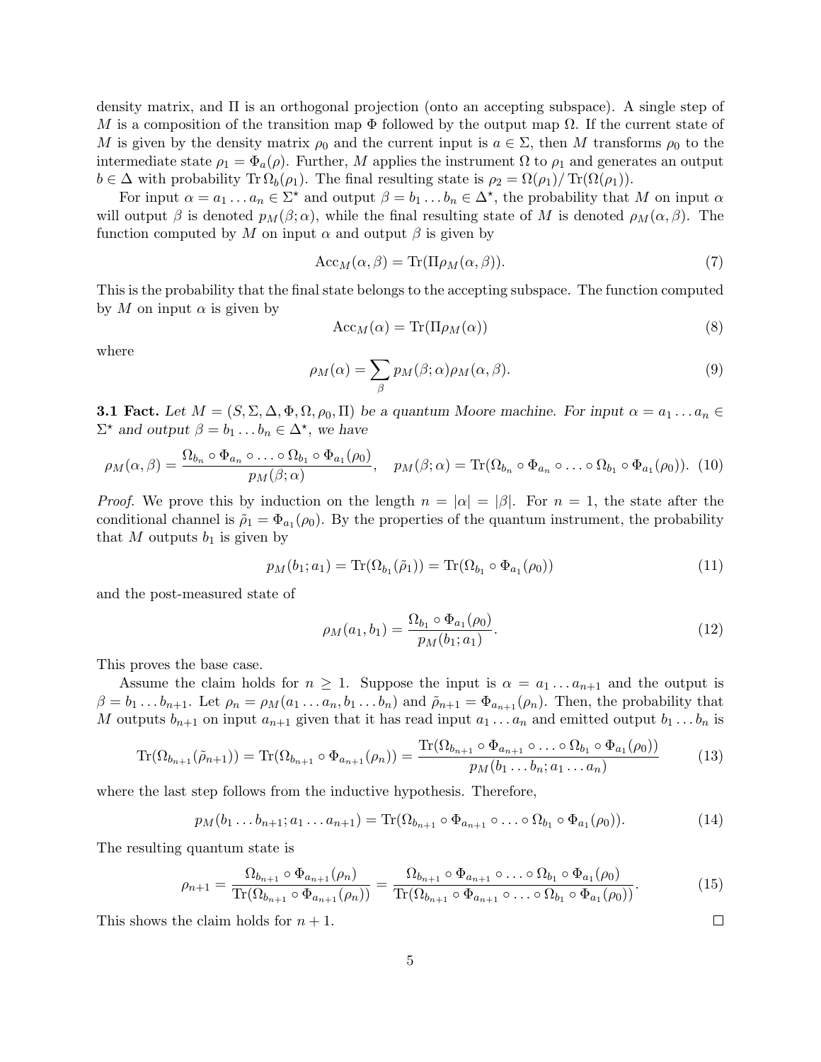density matrix, and $\Pi$ is an orthogonal projection (onto an accepting subspace). A single step of $M$ is a composition of the transition map $\Phi$ followed by the output map $\Omega$. If the current state of $M$ is given by the density matrix $\rho_0$ and the current input is $a \in \Sigma$, then $M$ transforms $\rho_0$ to the intermediate state $\rho_1 = \Phi_a(\rho)$. Further, $M$ applies the instrument $\Omega$ to $\rho_1$ and generates an output $b \in \Delta$ with probability $\operatorname{Tr}\Omega_b(\rho_1)$. The final resulting state is $\rho_2 = \Omega(\rho_1)/\operatorname{Tr}(\Omega(\rho_1))$.

For input $\alpha = a_1 \dots a_n \in \Sigma^\star$ and output $\beta = b_1 \dots b_n \in \Delta^\star$, the probability that $M$ on input $\alpha$ will output $\beta$ is denoted $p_M(\beta;\alpha)$, while the final resulting state of $M$ is denoted $\rho_M(\alpha,\beta)$. The function computed by $M$ on input $\alpha$ and output $\beta$ is given by

$$\mathrm{Acc}_M(\alpha,\beta) = \operatorname{Tr}(\Pi\rho_M(\alpha,\beta)). \tag{7}$$

This is the probability that the final state belongs to the accepting subspace. The function computed by $M$ on input $\alpha$ is given by

$$\mathrm{Acc}_M(\alpha) = \operatorname{Tr}(\Pi\rho_M(\alpha)) \tag{8}$$

where

$$\rho_M(\alpha) = \sum_\beta p_M(\beta;\alpha)\rho_M(\alpha,\beta). \tag{9}$$

**3.1 Fact.** *Let $M = (S, \Sigma, \Delta, \Phi, \Omega, \rho_0, \Pi)$ be a quantum Moore machine. For input $\alpha = a_1 \dots a_n \in \Sigma^\star$ and output $\beta = b_1 \dots b_n \in \Delta^\star$, we have*

$$\rho_M(\alpha,\beta) = \frac{\Omega_{b_n} \circ \Phi_{a_n} \circ \dots \circ \Omega_{b_1} \circ \Phi_{a_1}(\rho_0)}{p_M(\beta;\alpha)}, \quad p_M(\beta;\alpha) = \operatorname{Tr}(\Omega_{b_n} \circ \Phi_{a_n} \circ \dots \circ \Omega_{b_1} \circ \Phi_{a_1}(\rho_0)). \tag{10}$$

*Proof.* We prove this by induction on the length $n = |\alpha| = |\beta|$. For $n = 1$, the state after the conditional channel is $\tilde{\rho}_1 = \Phi_{a_1}(\rho_0)$. By the properties of the quantum instrument, the probability that $M$ outputs $b_1$ is given by

$$p_M(b_1; a_1) = \operatorname{Tr}(\Omega_{b_1}(\tilde{\rho}_1)) = \operatorname{Tr}(\Omega_{b_1} \circ \Phi_{a_1}(\rho_0)) \tag{11}$$

and the post-measured state of

$$\rho_M(a_1, b_1) = \frac{\Omega_{b_1} \circ \Phi_{a_1}(\rho_0)}{p_M(b_1; a_1)}. \tag{12}$$

This proves the base case.

Assume the claim holds for $n \geq 1$. Suppose the input is $\alpha = a_1 \dots a_{n+1}$ and the output is $\beta = b_1 \dots b_{n+1}$. Let $\rho_n = \rho_M(a_1 \dots a_n, b_1 \dots b_n)$ and $\tilde{\rho}_{n+1} = \Phi_{a_{n+1}}(\rho_n)$. Then, the probability that $M$ outputs $b_{n+1}$ on input $a_{n+1}$ given that it has read input $a_1 \dots a_n$ and emitted output $b_1 \dots b_n$ is

$$\operatorname{Tr}(\Omega_{b_{n+1}}(\tilde{\rho}_{n+1})) = \operatorname{Tr}(\Omega_{b_{n+1}} \circ \Phi_{a_{n+1}}(\rho_n)) = \frac{\operatorname{Tr}(\Omega_{b_{n+1}} \circ \Phi_{a_{n+1}} \circ \dots \circ \Omega_{b_1} \circ \Phi_{a_1}(\rho_0))}{p_M(b_1 \dots b_n; a_1 \dots a_n)} \tag{13}$$

where the last step follows from the inductive hypothesis. Therefore,

$$p_M(b_1 \dots b_{n+1}; a_1 \dots a_{n+1}) = \operatorname{Tr}(\Omega_{b_{n+1}} \circ \Phi_{a_{n+1}} \circ \dots \circ \Omega_{b_1} \circ \Phi_{a_1}(\rho_0)). \tag{14}$$

The resulting quantum state is

$$\rho_{n+1} = \frac{\Omega_{b_{n+1}} \circ \Phi_{a_{n+1}}(\rho_n)}{\operatorname{Tr}(\Omega_{b_{n+1}} \circ \Phi_{a_{n+1}}(\rho_n))} = \frac{\Omega_{b_{n+1}} \circ \Phi_{a_{n+1}} \circ \dots \circ \Omega_{b_1} \circ \Phi_{a_1}(\rho_0)}{\operatorname{Tr}(\Omega_{b_{n+1}} \circ \Phi_{a_{n+1}} \circ \dots \circ \Omega_{b_1} \circ \Phi_{a_1}(\rho_0))}. \tag{15}$$

This shows the claim holds for $n + 1$. ∎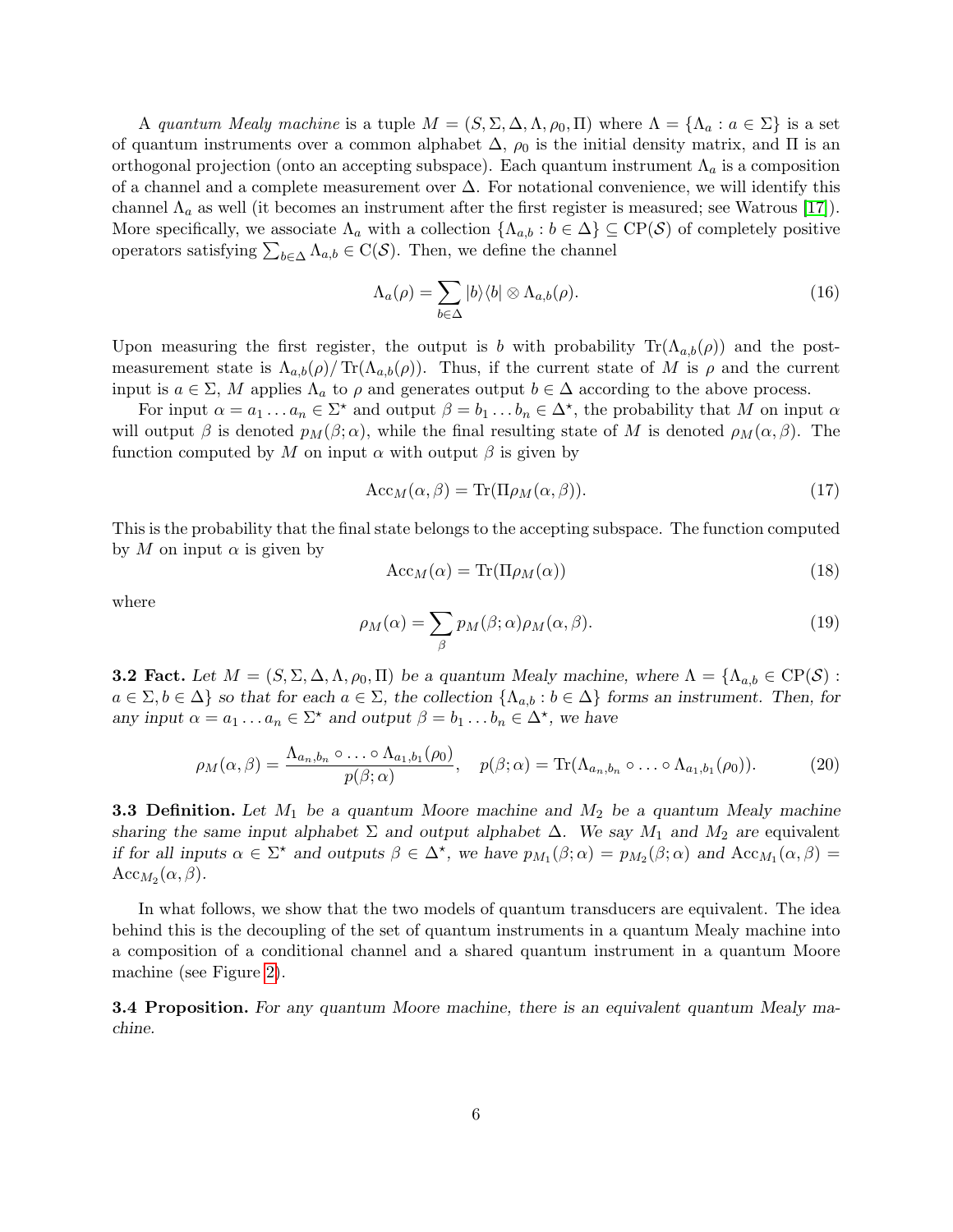A *quantum Mealy machine* is a tuple $M = (S, \Sigma, \Delta, \Lambda, \rho_0, \Pi)$ where $\Lambda = \{\Lambda_a : a \in \Sigma\}$ is a set of quantum instruments over a common alphabet $\Delta$, $\rho_0$ is the initial density matrix, and $\Pi$ is an orthogonal projection (onto an accepting subspace). Each quantum instrument $\Lambda_a$ is a composition of a channel and a complete measurement over $\Delta$. For notational convenience, we will identify this channel $\Lambda_a$ as well (it becomes an instrument after the first register is measured; see Watrous [17]). More specifically, we associate $\Lambda_a$ with a collection $\{\Lambda_{a,b} : b \in \Delta\} \subseteq \mathrm{CP}(\mathcal{S})$ of completely positive operators satisfying $\sum_{b\in\Delta} \Lambda_{a,b} \in \mathrm{C}(\mathcal{S})$. Then, we define the channel

$$\Lambda_a(\rho) = \sum_{b\in\Delta} |b\rangle\langle b| \otimes \Lambda_{a,b}(\rho). \tag{16}$$

Upon measuring the first register, the output is $b$ with probability $\mathrm{Tr}(\Lambda_{a,b}(\rho))$ and the post-measurement state is $\Lambda_{a,b}(\rho)/\,\mathrm{Tr}(\Lambda_{a,b}(\rho))$. Thus, if the current state of $M$ is $\rho$ and the current input is $a \in \Sigma$, $M$ applies $\Lambda_a$ to $\rho$ and generates output $b \in \Delta$ according to the above process.

For input $\alpha = a_1 \dots a_n \in \Sigma^\star$ and output $\beta = b_1 \dots b_n \in \Delta^\star$, the probability that $M$ on input $\alpha$ will output $\beta$ is denoted $p_M(\beta;\alpha)$, while the final resulting state of $M$ is denoted $\rho_M(\alpha, \beta)$. The function computed by $M$ on input $\alpha$ with output $\beta$ is given by

$$\mathrm{Acc}_M(\alpha, \beta) = \mathrm{Tr}(\Pi \rho_M(\alpha, \beta)). \tag{17}$$

This is the probability that the final state belongs to the accepting subspace. The function computed by $M$ on input $\alpha$ is given by

$$\mathrm{Acc}_M(\alpha) = \mathrm{Tr}(\Pi \rho_M(\alpha)) \tag{18}$$

where

$$\rho_M(\alpha) = \sum_\beta p_M(\beta;\alpha)\rho_M(\alpha, \beta). \tag{19}$$

**3.2 Fact.** *Let $M = (S, \Sigma, \Delta, \Lambda, \rho_0, \Pi)$ be a quantum Mealy machine, where $\Lambda = \{\Lambda_{a,b} \in \mathrm{CP}(\mathcal{S}) : a \in \Sigma, b \in \Delta\}$ so that for each $a \in \Sigma$, the collection $\{\Lambda_{a,b} : b \in \Delta\}$ forms an instrument. Then, for any input $\alpha = a_1 \dots a_n \in \Sigma^\star$ and output $\beta = b_1 \dots b_n \in \Delta^\star$, we have*

$$\rho_M(\alpha, \beta) = \frac{\Lambda_{a_n,b_n} \circ \ldots \circ \Lambda_{a_1,b_1}(\rho_0)}{p(\beta;\alpha)}, \quad p(\beta;\alpha) = \mathrm{Tr}(\Lambda_{a_n,b_n} \circ \ldots \circ \Lambda_{a_1,b_1}(\rho_0)). \tag{20}$$

**3.3 Definition.** *Let $M_1$ be a quantum Moore machine and $M_2$ be a quantum Mealy machine sharing the same input alphabet $\Sigma$ and output alphabet $\Delta$. We say $M_1$ and $M_2$ are* equivalent *if for all inputs $\alpha \in \Sigma^\star$ and outputs $\beta \in \Delta^\star$, we have $p_{M_1}(\beta;\alpha) = p_{M_2}(\beta;\alpha)$ and $\mathrm{Acc}_{M_1}(\alpha, \beta) = \mathrm{Acc}_{M_2}(\alpha, \beta)$.*

In what follows, we show that the two models of quantum transducers are equivalent. The idea behind this is the decoupling of the set of quantum instruments in a quantum Mealy machine into a composition of a conditional channel and a shared quantum instrument in a quantum Moore machine (see Figure 2).

**3.4 Proposition.** *For any quantum Moore machine, there is an equivalent quantum Mealy machine.*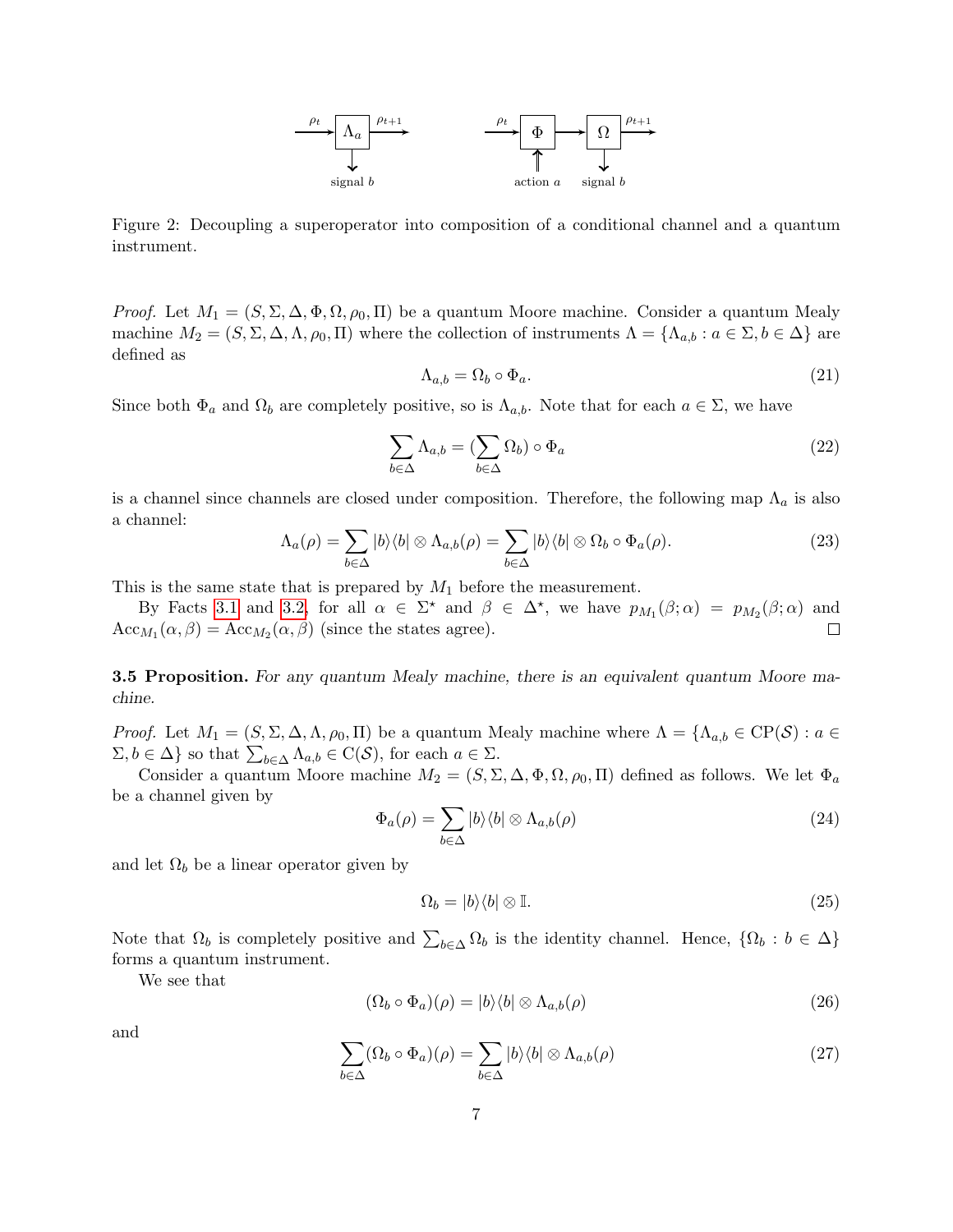Figure 2: Decoupling a superoperator into composition of a conditional channel and a quantum instrument.

*Proof.* Let $M_1 = (S, \Sigma, \Delta, \Phi, \Omega, \rho_0, \Pi)$ be a quantum Moore machine. Consider a quantum Mealy machine $M_2 = (S, \Sigma, \Delta, \Lambda, \rho_0, \Pi)$ where the collection of instruments $\Lambda = \{\Lambda_{a,b} : a \in \Sigma, b \in \Delta\}$ are defined as

$$\Lambda_{a,b} = \Omega_b \circ \Phi_a. \tag{21}$$

Since both $\Phi_a$ and $\Omega_b$ are completely positive, so is $\Lambda_{a,b}$. Note that for each $a \in \Sigma$, we have

$$\sum_{b\in\Delta} \Lambda_{a,b} = (\sum_{b\in\Delta} \Omega_b) \circ \Phi_a \tag{22}$$

is a channel since channels are closed under composition. Therefore, the following map $\Lambda_a$ is also a channel:

$$\Lambda_a(\rho) = \sum_{b\in\Delta} |b\rangle\langle b| \otimes \Lambda_{a,b}(\rho) = \sum_{b\in\Delta} |b\rangle\langle b| \otimes \Omega_b \circ \Phi_a(\rho). \tag{23}$$

This is the same state that is prepared by $M_1$ before the measurement.

By Facts 3.1 and 3.2, for all $\alpha \in \Sigma^\star$ and $\beta \in \Delta^\star$, we have $p_{M_1}(\beta; \alpha) = p_{M_2}(\beta; \alpha)$ and $\mathrm{Acc}_{M_1}(\alpha, \beta) = \mathrm{Acc}_{M_2}(\alpha, \beta)$ (since the states agree). ◻

**3.5 Proposition.** *For any quantum Mealy machine, there is an equivalent quantum Moore machine.*

*Proof.* Let $M_1 = (S, \Sigma, \Delta, \Lambda, \rho_0, \Pi)$ be a quantum Mealy machine where $\Lambda = \{\Lambda_{a,b} \in \mathrm{CP}(\mathcal{S}) : a \in \Sigma, b \in \Delta\}$ so that $\sum_{b\in\Delta} \Lambda_{a,b} \in \mathrm{C}(\mathcal{S})$, for each $a \in \Sigma$.

Consider a quantum Moore machine $M_2 = (S, \Sigma, \Delta, \Phi, \Omega, \rho_0, \Pi)$ defined as follows. We let $\Phi_a$ be a channel given by

$$\Phi_a(\rho) = \sum_{b\in\Delta} |b\rangle\langle b| \otimes \Lambda_{a,b}(\rho) \tag{24}$$

and let $\Omega_b$ be a linear operator given by

$$\Omega_b = |b\rangle\langle b| \otimes \mathbb{I}. \tag{25}$$

Note that $\Omega_b$ is completely positive and $\sum_{b\in\Delta} \Omega_b$ is the identity channel. Hence, $\{\Omega_b : b \in \Delta\}$ forms a quantum instrument.

We see that

$$(\Omega_b \circ \Phi_a)(\rho) = |b\rangle\langle b| \otimes \Lambda_{a,b}(\rho) \tag{26}$$

and

$$\sum_{b\in\Delta} (\Omega_b \circ \Phi_a)(\rho) = \sum_{b\in\Delta} |b\rangle\langle b| \otimes \Lambda_{a,b}(\rho) \tag{27}$$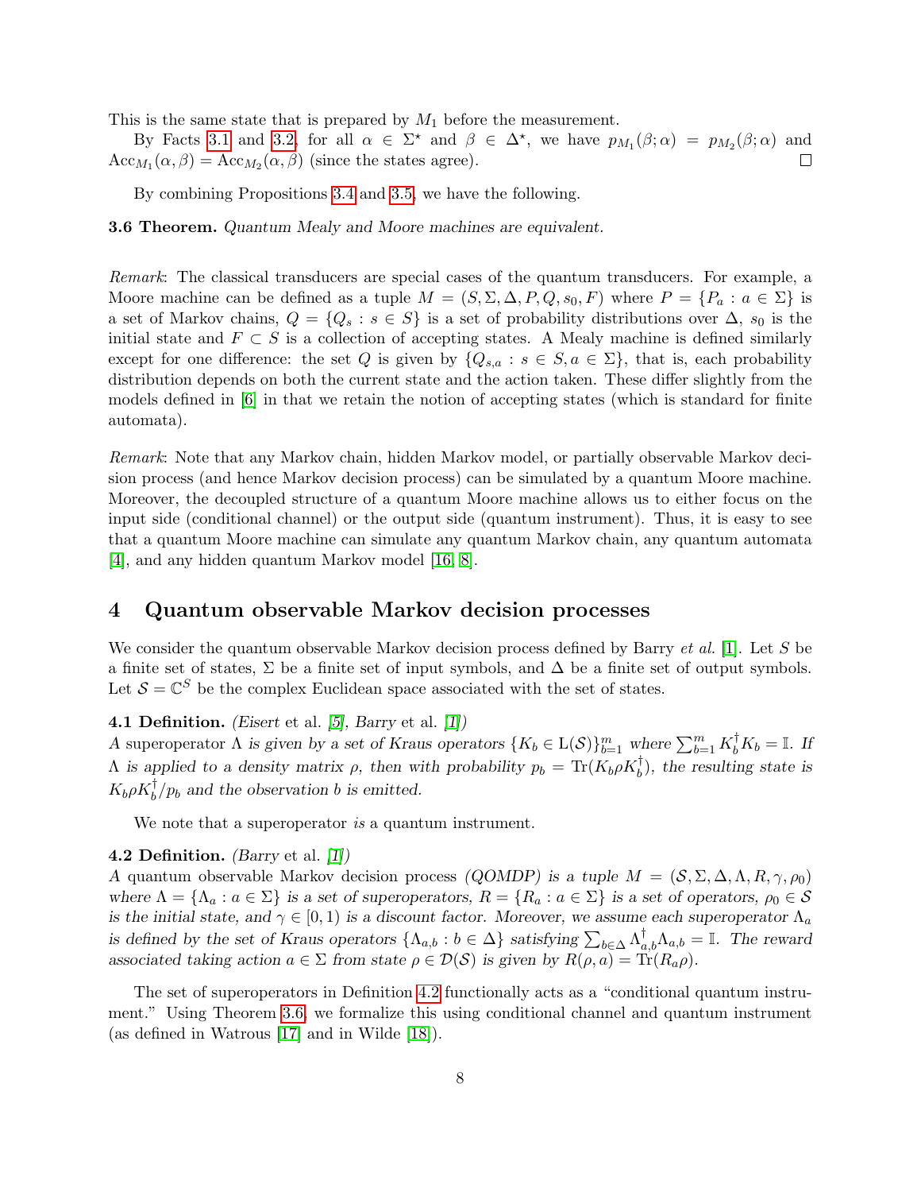This is the same state that is prepared by $M_1$ before the measurement.

By Facts 3.1 and 3.2, for all $\alpha \in \Sigma^\star$ and $\beta \in \Delta^\star$, we have $p_{M_1}(\beta;\alpha) = p_{M_2}(\beta;\alpha)$ and $\mathrm{Acc}_{M_1}(\alpha,\beta) = \mathrm{Acc}_{M_2}(\alpha,\beta)$ (since the states agree). □

By combining Propositions 3.4 and 3.5, we have the following.

**3.6 Theorem.** *Quantum Mealy and Moore machines are equivalent.*

*Remark*: The classical transducers are special cases of the quantum transducers. For example, a Moore machine can be defined as a tuple $M = (S, \Sigma, \Delta, P, Q, s_0, F)$ where $P = \{P_a : a \in \Sigma\}$ is a set of Markov chains, $Q = \{Q_s : s \in S\}$ is a set of probability distributions over $\Delta$, $s_0$ is the initial state and $F \subset S$ is a collection of accepting states. A Mealy machine is defined similarly except for one difference: the set $Q$ is given by $\{Q_{s,a} : s \in S, a \in \Sigma\}$, that is, each probability distribution depends on both the current state and the action taken. These differ slightly from the models defined in [6] in that we retain the notion of accepting states (which is standard for finite automata).

*Remark*: Note that any Markov chain, hidden Markov model, or partially observable Markov decision process (and hence Markov decision process) can be simulated by a quantum Moore machine. Moreover, the decoupled structure of a quantum Moore machine allows us to either focus on the input side (conditional channel) or the output side (quantum instrument). Thus, it is easy to see that a quantum Moore machine can simulate any quantum Markov chain, any quantum automata [4], and any hidden quantum Markov model [16, 8].

## 4 Quantum observable Markov decision processes

We consider the quantum observable Markov decision process defined by Barry *et al.* [1]. Let $S$ be a finite set of states, $\Sigma$ be a finite set of input symbols, and $\Delta$ be a finite set of output symbols. Let $\mathcal{S} = \mathbb{C}^S$ be the complex Euclidean space associated with the set of states.

**4.1 Definition.** *(Eisert* et al. *[5], Barry* et al. *[1])*
*A* superoperator *$\Lambda$ is given by a set of Kraus operators $\{K_b \in \mathrm{L}(\mathcal{S})\}_{b=1}^m$ where $\sum_{b=1}^m K_b^\dagger K_b = \mathbb{I}$. If $\Lambda$ is applied to a density matrix $\rho$, then with probability $p_b = \mathrm{Tr}(K_b \rho K_b^\dagger)$, the resulting state is $K_b \rho K_b^\dagger / p_b$ and the observation $b$ is emitted.*

We note that a superoperator *is* a quantum instrument.

**4.2 Definition.** *(Barry* et al. *[1])*
*A* quantum observable Markov decision process *(QOMDP) is a tuple $M = (\mathcal{S}, \Sigma, \Delta, \Lambda, R, \gamma, \rho_0)$ where $\Lambda = \{\Lambda_a : a \in \Sigma\}$ is a set of superoperators, $R = \{R_a : a \in \Sigma\}$ is a set of operators, $\rho_0 \in \mathcal{S}$ is the initial state, and $\gamma \in [0, 1)$ is a discount factor. Moreover, we assume each superoperator $\Lambda_a$ is defined by the set of Kraus operators $\{\Lambda_{a,b} : b \in \Delta\}$ satisfying $\sum_{b \in \Delta} \Lambda_{a,b}^\dagger \Lambda_{a,b} = \mathbb{I}$. The reward associated taking action $a \in \Sigma$ from state $\rho \in \mathcal{D}(\mathcal{S})$ is given by $R(\rho, a) = \mathrm{Tr}(R_a \rho)$.*

The set of superoperators in Definition 4.2 functionally acts as a "conditional quantum instrument." Using Theorem 3.6, we formalize this using conditional channel and quantum instrument (as defined in Watrous [17] and in Wilde [18]).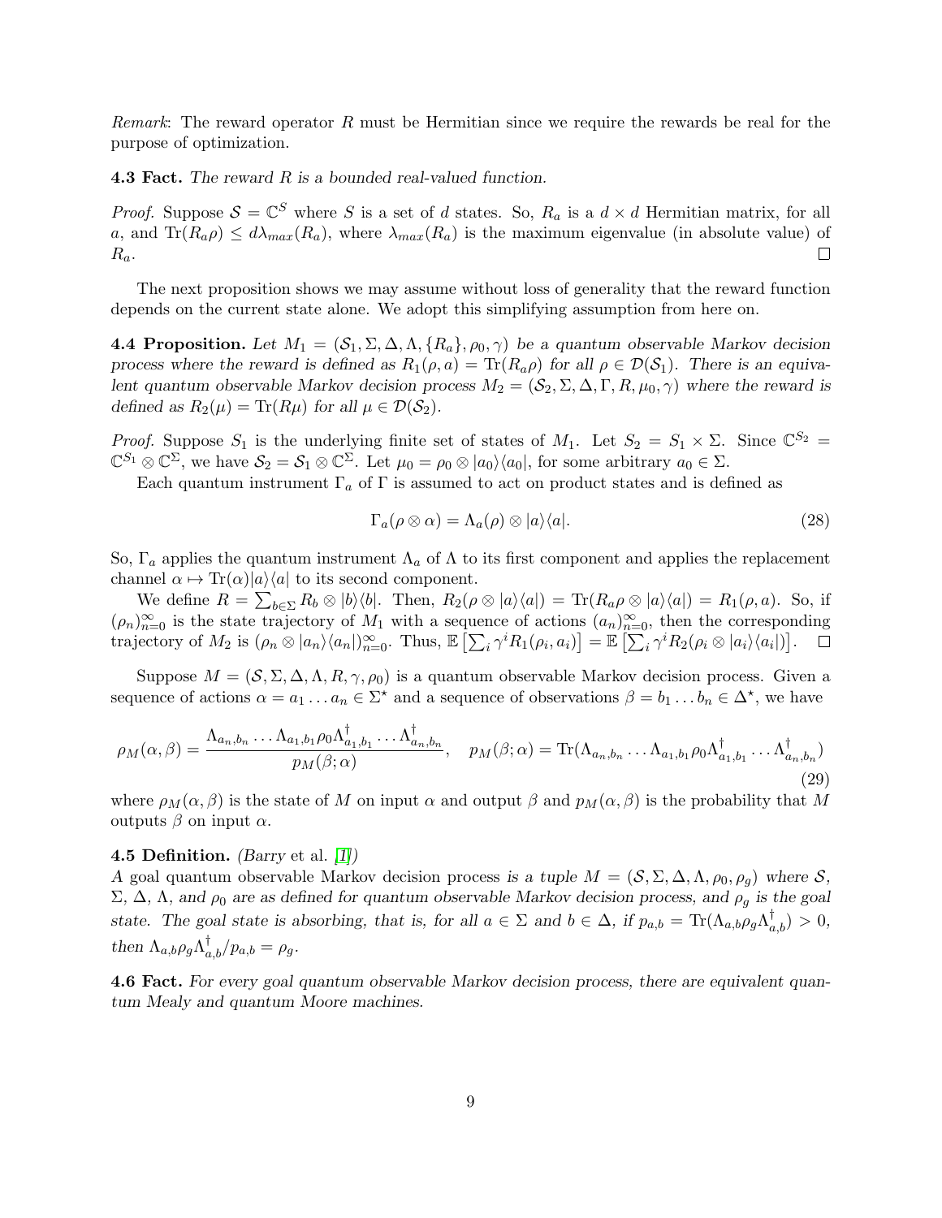*Remark*: The reward operator $R$ must be Hermitian since we require the rewards be real for the purpose of optimization.

**4.3 Fact.** *The reward $R$ is a bounded real-valued function.*

*Proof.* Suppose $\mathcal{S} = \mathbb{C}^S$ where $S$ is a set of $d$ states. So, $R_a$ is a $d \times d$ Hermitian matrix, for all $a$, and $\mathrm{Tr}(R_a \rho) \leq d\lambda_{max}(R_a)$, where $\lambda_{max}(R_a)$ is the maximum eigenvalue (in absolute value) of $R_a$. $\square$

The next proposition shows we may assume without loss of generality that the reward function depends on the current state alone. We adopt this simplifying assumption from here on.

**4.4 Proposition.** *Let $M_1 = (\mathcal{S}_1, \Sigma, \Delta, \Lambda, \{R_a\}, \rho_0, \gamma)$ be a quantum observable Markov decision process where the reward is defined as $R_1(\rho, a) = \mathrm{Tr}(R_a \rho)$ for all $\rho \in \mathcal{D}(\mathcal{S}_1)$. There is an equivalent quantum observable Markov decision process $M_2 = (\mathcal{S}_2, \Sigma, \Delta, \Gamma, R, \mu_0, \gamma)$ where the reward is defined as $R_2(\mu) = \mathrm{Tr}(R\mu)$ for all $\mu \in \mathcal{D}(\mathcal{S}_2)$.*

*Proof.* Suppose $S_1$ is the underlying finite set of states of $M_1$. Let $S_2 = S_1 \times \Sigma$. Since $\mathbb{C}^{S_2} = \mathbb{C}^{S_1} \otimes \mathbb{C}^{\Sigma}$, we have $\mathcal{S}_2 = \mathcal{S}_1 \otimes \mathbb{C}^{\Sigma}$. Let $\mu_0 = \rho_0 \otimes |a_0\rangle\langle a_0|$, for some arbitrary $a_0 \in \Sigma$.

Each quantum instrument $\Gamma_a$ of $\Gamma$ is assumed to act on product states and is defined as

$$\Gamma_a(\rho \otimes \alpha) = \Lambda_a(\rho) \otimes |a\rangle\langle a|. \tag{28}$$

So, $\Gamma_a$ applies the quantum instrument $\Lambda_a$ of $\Lambda$ to its first component and applies the replacement channel $\alpha \mapsto \mathrm{Tr}(\alpha)|a\rangle\langle a|$ to its second component.

We define $R = \sum_{b \in \Sigma} R_b \otimes |b\rangle\langle b|$. Then, $R_2(\rho \otimes |a\rangle\langle a|) = \mathrm{Tr}(R_a \rho \otimes |a\rangle\langle a|) = R_1(\rho, a)$. So, if $(\rho_n)_{n=0}^{\infty}$ is the state trajectory of $M_1$ with a sequence of actions $(a_n)_{n=0}^{\infty}$, then the corresponding trajectory of $M_2$ is $(\rho_n \otimes |a_n\rangle\langle a_n|)_{n=0}^{\infty}$. Thus, $\mathbb{E}\left[\sum_i \gamma^i R_1(\rho_i, a_i)\right] = \mathbb{E}\left[\sum_i \gamma^i R_2(\rho_i \otimes |a_i\rangle\langle a_i|)\right]$. $\square$

Suppose $M = (\mathcal{S}, \Sigma, \Delta, \Lambda, R, \gamma, \rho_0)$ is a quantum observable Markov decision process. Given a sequence of actions $\alpha = a_1 \ldots a_n \in \Sigma^\star$ and a sequence of observations $\beta = b_1 \ldots b_n \in \Delta^\star$, we have

$$\rho_M(\alpha, \beta) = \frac{\Lambda_{a_n,b_n} \ldots \Lambda_{a_1,b_1} \rho_0 \Lambda_{a_1,b_1}^\dagger \ldots \Lambda_{a_n,b_n}^\dagger}{p_M(\beta; \alpha)}, \quad p_M(\beta; \alpha) = \mathrm{Tr}(\Lambda_{a_n,b_n} \ldots \Lambda_{a_1,b_1} \rho_0 \Lambda_{a_1,b_1}^\dagger \ldots \Lambda_{a_n,b_n}^\dagger) \tag{29}$$

where $\rho_M(\alpha, \beta)$ is the state of $M$ on input $\alpha$ and output $\beta$ and $p_M(\alpha, \beta)$ is the probability that $M$ outputs $\beta$ on input $\alpha$.

**4.5 Definition.** *(Barry* et al. *[1])*
*A* goal quantum observable Markov decision process *is a tuple $M = (\mathcal{S}, \Sigma, \Delta, \Lambda, \rho_0, \rho_g)$ where $\mathcal{S}$, $\Sigma$, $\Delta$, $\Lambda$, and $\rho_0$ are as defined for quantum observable Markov decision process, and $\rho_g$ is the goal state. The goal state is absorbing, that is, for all $a \in \Sigma$ and $b \in \Delta$, if $p_{a,b} = \mathrm{Tr}(\Lambda_{a,b} \rho_g \Lambda_{a,b}^\dagger) > 0$, then $\Lambda_{a,b} \rho_g \Lambda_{a,b}^\dagger / p_{a,b} = \rho_g$.*

**4.6 Fact.** *For every goal quantum observable Markov decision process, there are equivalent quantum Mealy and quantum Moore machines.*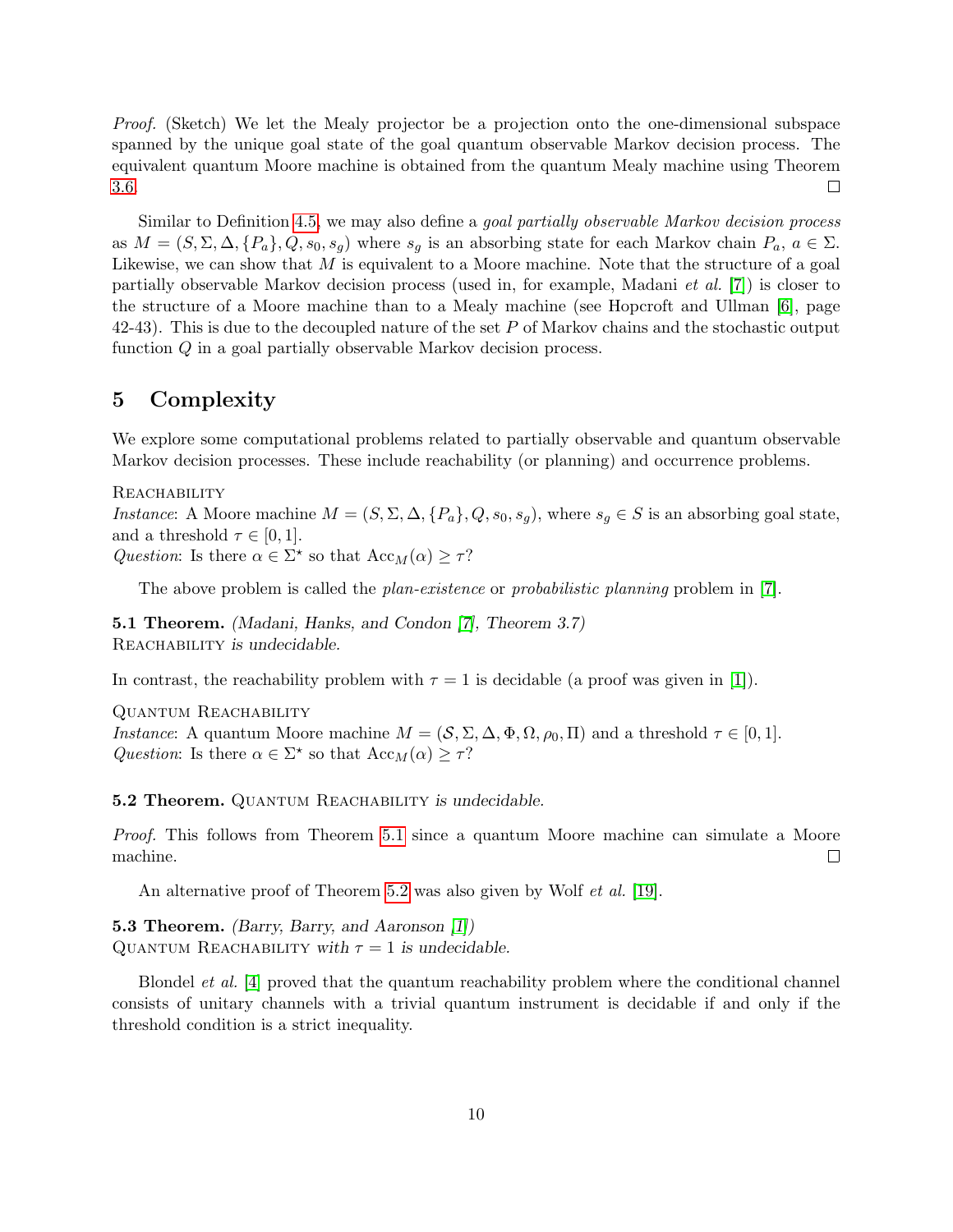*Proof.* (Sketch) We let the Mealy projector be a projection onto the one-dimensional subspace spanned by the unique goal state of the goal quantum observable Markov decision process. The equivalent quantum Moore machine is obtained from the quantum Mealy machine using Theorem 3.6. □

Similar to Definition 4.5, we may also define a *goal partially observable Markov decision process* as $M = (S, \Sigma, \Delta, \{P_a\}, Q, s_0, s_g)$ where $s_g$ is an absorbing state for each Markov chain $P_a$, $a \in \Sigma$. Likewise, we can show that $M$ is equivalent to a Moore machine. Note that the structure of a goal partially observable Markov decision process (used in, for example, Madani *et al.* [7]) is closer to the structure of a Moore machine than to a Mealy machine (see Hopcroft and Ullman [6], page 42-43). This is due to the decoupled nature of the set $P$ of Markov chains and the stochastic output function $Q$ in a goal partially observable Markov decision process.

## 5 Complexity

We explore some computational problems related to partially observable and quantum observable Markov decision processes. These include reachability (or planning) and occurrence problems.

Reachability
*Instance*: A Moore machine $M = (S, \Sigma, \Delta, \{P_a\}, Q, s_0, s_g)$, where $s_g \in S$ is an absorbing goal state, and a threshold $\tau \in [0, 1]$.
*Question*: Is there $\alpha \in \Sigma^\star$ so that $\mathrm{Acc}_M(\alpha) \geq \tau$?

The above problem is called the *plan-existence* or *probabilistic planning* problem in [7].

**5.1 Theorem.** *(Madani, Hanks, and Condon [7], Theorem 3.7)*
Reachability *is undecidable.*

In contrast, the reachability problem with $\tau = 1$ is decidable (a proof was given in [1]).

Quantum Reachability
*Instance*: A quantum Moore machine $M = (\mathcal{S}, \Sigma, \Delta, \Phi, \Omega, \rho_0, \Pi)$ and a threshold $\tau \in [0, 1]$.
*Question*: Is there $\alpha \in \Sigma^\star$ so that $\mathrm{Acc}_M(\alpha) \geq \tau$?

**5.2 Theorem.** Quantum Reachability *is undecidable.*

*Proof.* This follows from Theorem 5.1 since a quantum Moore machine can simulate a Moore machine. □

An alternative proof of Theorem 5.2 was also given by Wolf *et al.* [19].

**5.3 Theorem.** *(Barry, Barry, and Aaronson [1])*
Quantum Reachability *with* $\tau = 1$ *is undecidable.*

Blondel *et al.* [4] proved that the quantum reachability problem where the conditional channel consists of unitary channels with a trivial quantum instrument is decidable if and only if the threshold condition is a strict inequality.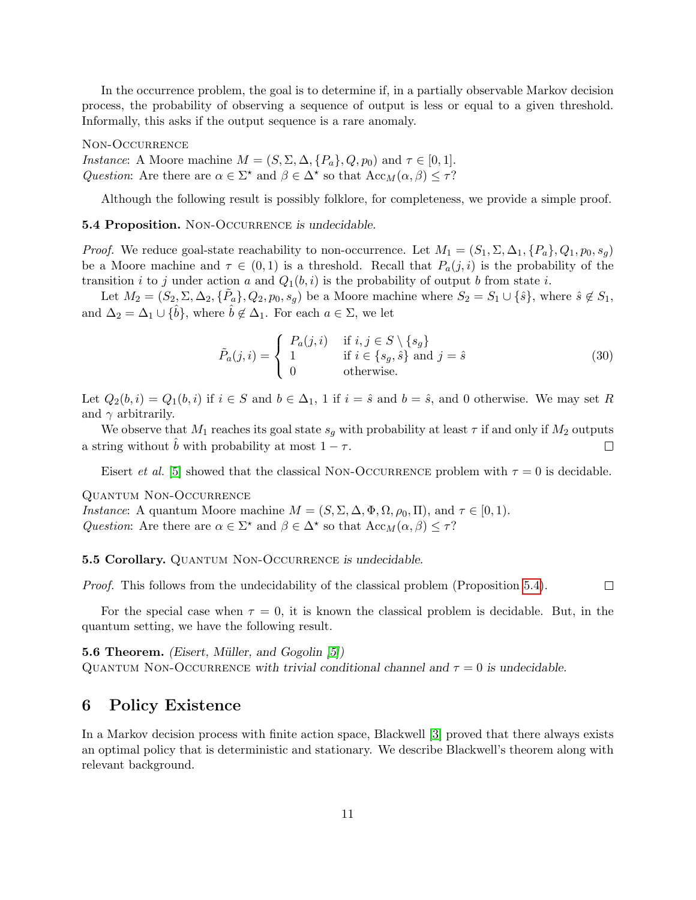In the occurrence problem, the goal is to determine if, in a partially observable Markov decision process, the probability of observing a sequence of output is less or equal to a given threshold. Informally, this asks if the output sequence is a rare anomaly.

Non-Occurrence
*Instance*: A Moore machine $M = (S, \Sigma, \Delta, \{P_a\}, Q, p_0)$ and $\tau \in [0, 1]$.
*Question*: Are there are $\alpha \in \Sigma^\star$ and $\beta \in \Delta^\star$ so that $\mathrm{Acc}_M(\alpha, \beta) \leq \tau$?

Although the following result is possibly folklore, for completeness, we provide a simple proof.

**5.4 Proposition.** *Non-Occurrence is undecidable.*

*Proof.* We reduce goal-state reachability to non-occurrence. Let $M_1 = (S_1, \Sigma, \Delta_1, \{P_a\}, Q_1, p_0, s_g)$ be a Moore machine and $\tau \in (0, 1)$ is a threshold. Recall that $P_a(j, i)$ is the probability of the transition $i$ to $j$ under action $a$ and $Q_1(b, i)$ is the probability of output $b$ from state $i$.

Let $M_2 = (S_2, \Sigma, \Delta_2, \{\tilde{P}_a\}, Q_2, p_0, s_g)$ be a Moore machine where $S_2 = S_1 \cup \{\hat{s}\}$, where $\hat{s} \notin S_1$, and $\Delta_2 = \Delta_1 \cup \{\hat{b}\}$, where $\hat{b} \notin \Delta_1$. For each $a \in \Sigma$, we let

$$\tilde{P}_a(j, i) = \begin{cases} P_a(j, i) & \text{if } i, j \in S \setminus \{s_g\} \\ 1 & \text{if } i \in \{s_g, \hat{s}\} \text{ and } j = \hat{s} \\ 0 & \text{otherwise.} \end{cases} \tag{30}$$

Let $Q_2(b, i) = Q_1(b, i)$ if $i \in S$ and $b \in \Delta_1$, 1 if $i = \hat{s}$ and $b = \hat{s}$, and 0 otherwise. We may set $R$ and $\gamma$ arbitrarily.

We observe that $M_1$ reaches its goal state $s_g$ with probability at least $\tau$ if and only if $M_2$ outputs a string without $\hat{b}$ with probability at most $1 - \tau$. □

Eisert *et al.* [5] showed that the classical Non-Occurrence problem with $\tau = 0$ is decidable.

Quantum Non-Occurrence
*Instance*: A quantum Moore machine $M = (S, \Sigma, \Delta, \Phi, \Omega, \rho_0, \Pi)$, and $\tau \in [0, 1)$.
*Question*: Are there are $\alpha \in \Sigma^\star$ and $\beta \in \Delta^\star$ so that $\mathrm{Acc}_M(\alpha, \beta) \leq \tau$?

**5.5 Corollary.** *Quantum Non-Occurrence is undecidable.*

*Proof.* This follows from the undecidability of the classical problem (Proposition 5.4). □

For the special case when $\tau = 0$, it is known the classical problem is decidable. But, in the quantum setting, we have the following result.

**5.6 Theorem.** *(Eisert, Müller, and Gogolin [5])*
*Quantum Non-Occurrence with trivial conditional channel and $\tau = 0$ is undecidable.*

# 6 Policy Existence

In a Markov decision process with finite action space, Blackwell [3] proved that there always exists an optimal policy that is deterministic and stationary. We describe Blackwell's theorem along with relevant background.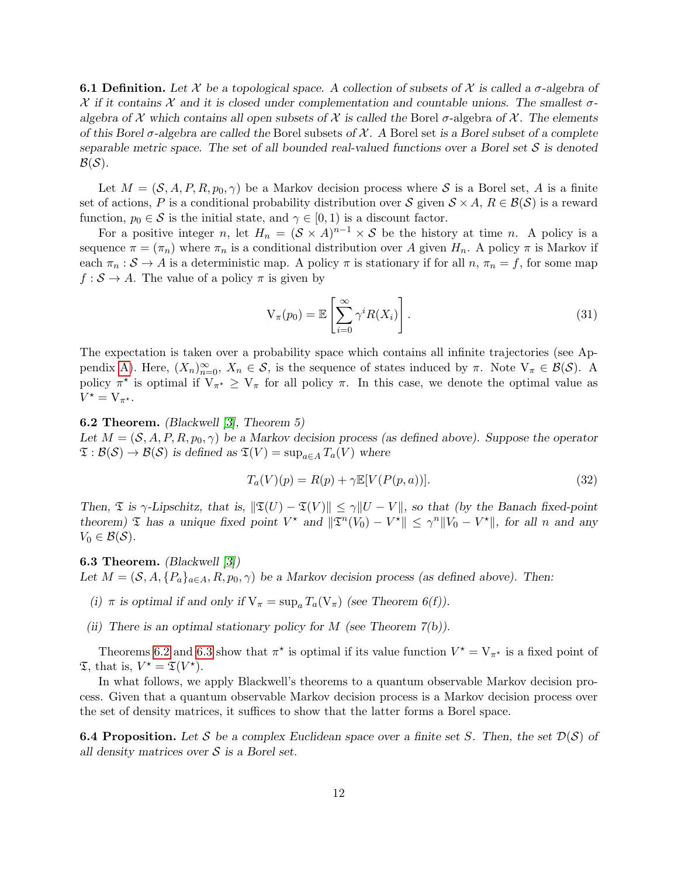**6.1 Definition.** *Let $\mathcal{X}$ be a topological space. A collection of subsets of $\mathcal{X}$ is called a $\sigma$-algebra of $\mathcal{X}$ if it contains $\mathcal{X}$ and it is closed under complementation and countable unions. The smallest $\sigma$-algebra of $\mathcal{X}$ which contains all open subsets of $\mathcal{X}$ is called the* Borel $\sigma$-algebra *of $\mathcal{X}$. The elements of this Borel $\sigma$-algebra are called the* Borel subsets *of $\mathcal{X}$. A* Borel set *is a Borel subset of a complete separable metric space. The set of all bounded real-valued functions over a Borel set $\mathcal{S}$ is denoted $\mathcal{B}(\mathcal{S})$.*

Let $M = (\mathcal{S}, A, P, R, p_0, \gamma)$ be a Markov decision process where $\mathcal{S}$ is a Borel set, $A$ is a finite set of actions, $P$ is a conditional probability distribution over $\mathcal{S}$ given $\mathcal{S} \times A$, $R \in \mathcal{B}(\mathcal{S})$ is a reward function, $p_0 \in \mathcal{S}$ is the initial state, and $\gamma \in [0, 1)$ is a discount factor.

For a positive integer $n$, let $H_n = (\mathcal{S} \times A)^{n-1} \times \mathcal{S}$ be the history at time $n$. A policy is a sequence $\pi = (\pi_n)$ where $\pi_n$ is a conditional distribution over $A$ given $H_n$. A policy $\pi$ is Markov if each $\pi_n : \mathcal{S} \to A$ is a deterministic map. A policy $\pi$ is stationary if for all $n$, $\pi_n = f$, for some map $f : \mathcal{S} \to A$. The value of a policy $\pi$ is given by

$$\mathrm{V}_\pi(p_0) = \mathbb{E}\left[\sum_{i=0}^{\infty} \gamma^i R(X_i)\right]. \tag{31}$$

The expectation is taken over a probability space which contains all infinite trajectories (see Appendix A). Here, $(X_n)_{n=0}^{\infty}$, $X_n \in \mathcal{S}$, is the sequence of states induced by $\pi$. Note $\mathrm{V}_\pi \in \mathcal{B}(\mathcal{S})$. A policy $\pi^\star$ is optimal if $\mathrm{V}_{\pi^\star} \geq \mathrm{V}_\pi$ for all policy $\pi$. In this case, we denote the optimal value as $V^\star = \mathrm{V}_{\pi^\star}$.

**6.2 Theorem.** *(Blackwell [3], Theorem 5)*
*Let $M = (\mathcal{S}, A, P, R, p_0, \gamma)$ be a Markov decision process (as defined above). Suppose the operator $\mathfrak{T} : \mathcal{B}(\mathcal{S}) \to \mathcal{B}(\mathcal{S})$ is defined as $\mathfrak{T}(V) = \sup_{a \in A} T_a(V)$ where*

$$T_a(V)(p) = R(p) + \gamma \mathbb{E}[V(P(p, a))]. \tag{32}$$

*Then, $\mathfrak{T}$ is $\gamma$-Lipschitz, that is, $\|\mathfrak{T}(U) - \mathfrak{T}(V)\| \leq \gamma \|U - V\|$, so that (by the Banach fixed-point theorem) $\mathfrak{T}$ has a unique fixed point $V^\star$ and $\|\mathfrak{T}^n(V_0) - V^\star\| \leq \gamma^n \|V_0 - V^\star\|$, for all $n$ and any $V_0 \in \mathcal{B}(\mathcal{S})$.*

**6.3 Theorem.** *(Blackwell [3])*
*Let $M = (\mathcal{S}, A, \{P_a\}_{a \in A}, R, p_0, \gamma)$ be a Markov decision process (as defined above). Then:*

*(i) $\pi$ is optimal if and only if $\mathrm{V}_\pi = \sup_a T_a(\mathrm{V}_\pi)$ (see Theorem 6(f)).*

*(ii) There is an optimal stationary policy for $M$ (see Theorem 7(b)).*

Theorems 6.2 and 6.3 show that $\pi^\star$ is optimal if its value function $V^\star = \mathrm{V}_{\pi^\star}$ is a fixed point of $\mathfrak{T}$, that is, $V^\star = \mathfrak{T}(V^\star)$.

In what follows, we apply Blackwell's theorems to a quantum observable Markov decision process. Given that a quantum observable Markov decision process is a Markov decision process over the set of density matrices, it suffices to show that the latter forms a Borel space.

**6.4 Proposition.** *Let $\mathcal{S}$ be a complex Euclidean space over a finite set $S$. Then, the set $\mathcal{D}(\mathcal{S})$ of all density matrices over $\mathcal{S}$ is a Borel set.*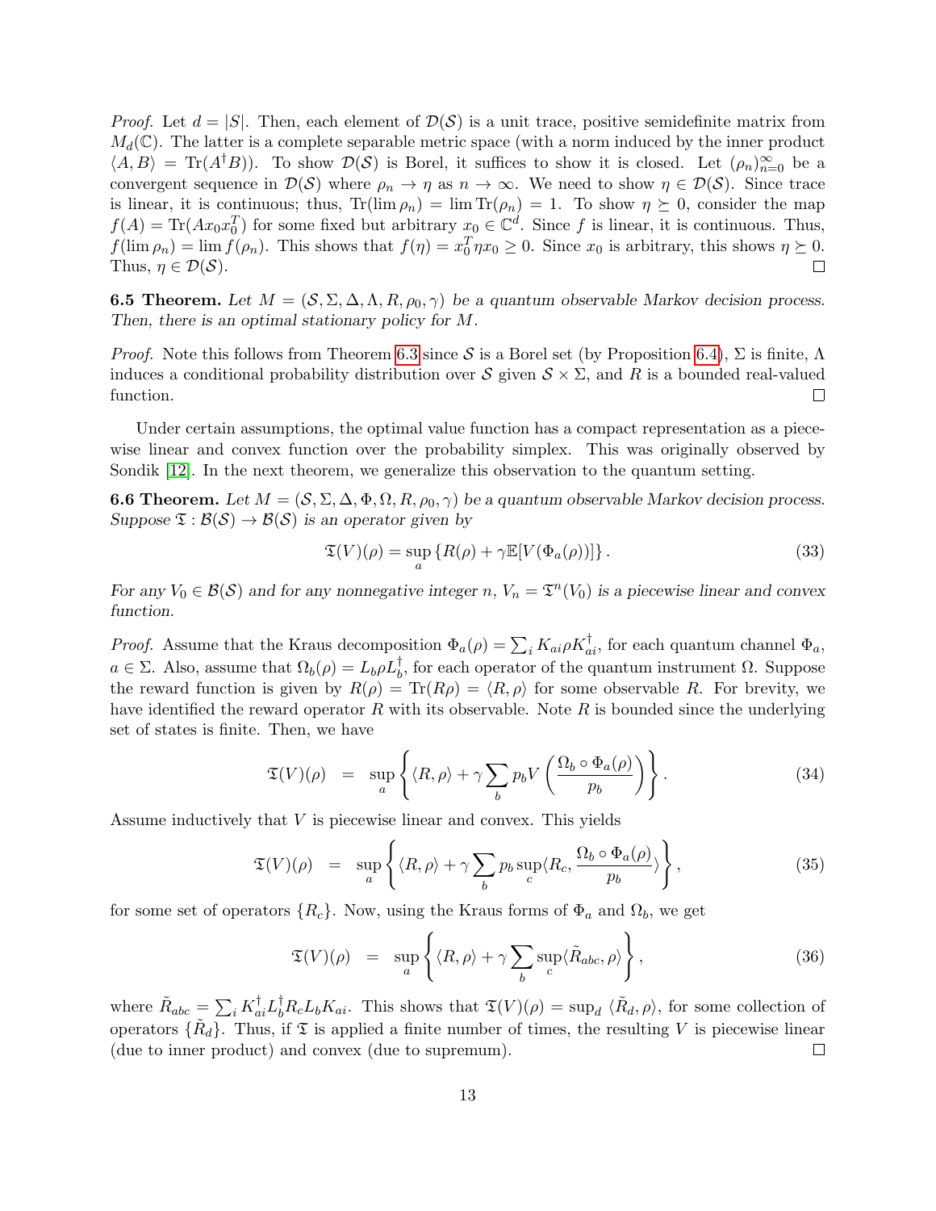*Proof.* Let $d = |S|$. Then, each element of $\mathcal{D}(\mathcal{S})$ is a unit trace, positive semidefinite matrix from $M_d(\mathbb{C})$. The latter is a complete separable metric space (with a norm induced by the inner product $\langle A, B\rangle = \mathrm{Tr}(A^\dagger B)$). To show $\mathcal{D}(\mathcal{S})$ is Borel, it suffices to show it is closed. Let $(\rho_n)_{n=0}^{\infty}$ be a convergent sequence in $\mathcal{D}(\mathcal{S})$ where $\rho_n \to \eta$ as $n \to \infty$. We need to show $\eta \in \mathcal{D}(\mathcal{S})$. Since trace is linear, it is continuous; thus, $\mathrm{Tr}(\lim \rho_n) = \lim \mathrm{Tr}(\rho_n) = 1$. To show $\eta \succeq 0$, consider the map $f(A) = \mathrm{Tr}(A x_0 x_0^T)$ for some fixed but arbitrary $x_0 \in \mathbb{C}^d$. Since $f$ is linear, it is continuous. Thus, $f(\lim \rho_n) = \lim f(\rho_n)$. This shows that $f(\eta) = x_0^T \eta x_0 \geq 0$. Since $x_0$ is arbitrary, this shows $\eta \succeq 0$. Thus, $\eta \in \mathcal{D}(\mathcal{S})$. □

**6.5 Theorem.** *Let $M = (\mathcal{S}, \Sigma, \Delta, \Lambda, R, \rho_0, \gamma)$ be a quantum observable Markov decision process. Then, there is an optimal stationary policy for $M$.*

*Proof.* Note this follows from Theorem 6.3 since $\mathcal{S}$ is a Borel set (by Proposition 6.4), $\Sigma$ is finite, $\Lambda$ induces a conditional probability distribution over $\mathcal{S}$ given $\mathcal{S} \times \Sigma$, and $R$ is a bounded real-valued function. □

Under certain assumptions, the optimal value function has a compact representation as a piecewise linear and convex function over the probability simplex. This was originally observed by Sondik [12]. In the next theorem, we generalize this observation to the quantum setting.

**6.6 Theorem.** *Let $M = (\mathcal{S}, \Sigma, \Delta, \Phi, \Omega, R, \rho_0, \gamma)$ be a quantum observable Markov decision process. Suppose $\mathfrak{T} : \mathcal{B}(\mathcal{S}) \to \mathcal{B}(\mathcal{S})$ is an operator given by*

$$\mathfrak{T}(V)(\rho) = \sup_a \left\{ R(\rho) + \gamma \mathbb{E}[V(\Phi_a(\rho))] \right\}. \tag{33}$$

*For any $V_0 \in \mathcal{B}(\mathcal{S})$ and for any nonnegative integer $n$, $V_n = \mathfrak{T}^n(V_0)$ is a piecewise linear and convex function.*

*Proof.* Assume that the Kraus decomposition $\Phi_a(\rho) = \sum_i K_{ai} \rho K_{ai}^\dagger$, for each quantum channel $\Phi_a$, $a \in \Sigma$. Also, assume that $\Omega_b(\rho) = L_b \rho L_b^\dagger$, for each operator of the quantum instrument $\Omega$. Suppose the reward function is given by $R(\rho) = \mathrm{Tr}(R\rho) = \langle R, \rho \rangle$ for some observable $R$. For brevity, we have identified the reward operator $R$ with its observable. Note $R$ is bounded since the underlying set of states is finite. Then, we have

$$\mathfrak{T}(V)(\rho) \;\; = \;\; \sup_a \left\{ \langle R, \rho \rangle + \gamma \sum_b p_b V\left( \frac{\Omega_b \circ \Phi_a(\rho)}{p_b} \right) \right\}. \tag{34}$$

Assume inductively that $V$ is piecewise linear and convex. This yields

$$\mathfrak{T}(V)(\rho) \;\; = \;\; \sup_a \left\{ \langle R, \rho \rangle + \gamma \sum_b p_b \sup_c \langle R_c, \frac{\Omega_b \circ \Phi_a(\rho)}{p_b} \rangle \right\}, \tag{35}$$

for some set of operators $\{R_c\}$. Now, using the Kraus forms of $\Phi_a$ and $\Omega_b$, we get

$$\mathfrak{T}(V)(\rho) \;\; = \;\; \sup_a \left\{ \langle R, \rho \rangle + \gamma \sum_b \sup_c \langle \tilde{R}_{abc}, \rho \rangle \right\}, \tag{36}$$

where $\tilde{R}_{abc} = \sum_i K_{ai}^\dagger L_b^\dagger R_c L_b K_{ai}$. This shows that $\mathfrak{T}(V)(\rho) = \sup_d \langle \tilde{R}_d, \rho \rangle$, for some collection of operators $\{\tilde{R}_d\}$. Thus, if $\mathfrak{T}$ is applied a finite number of times, the resulting $V$ is piecewise linear (due to inner product) and convex (due to supremum). □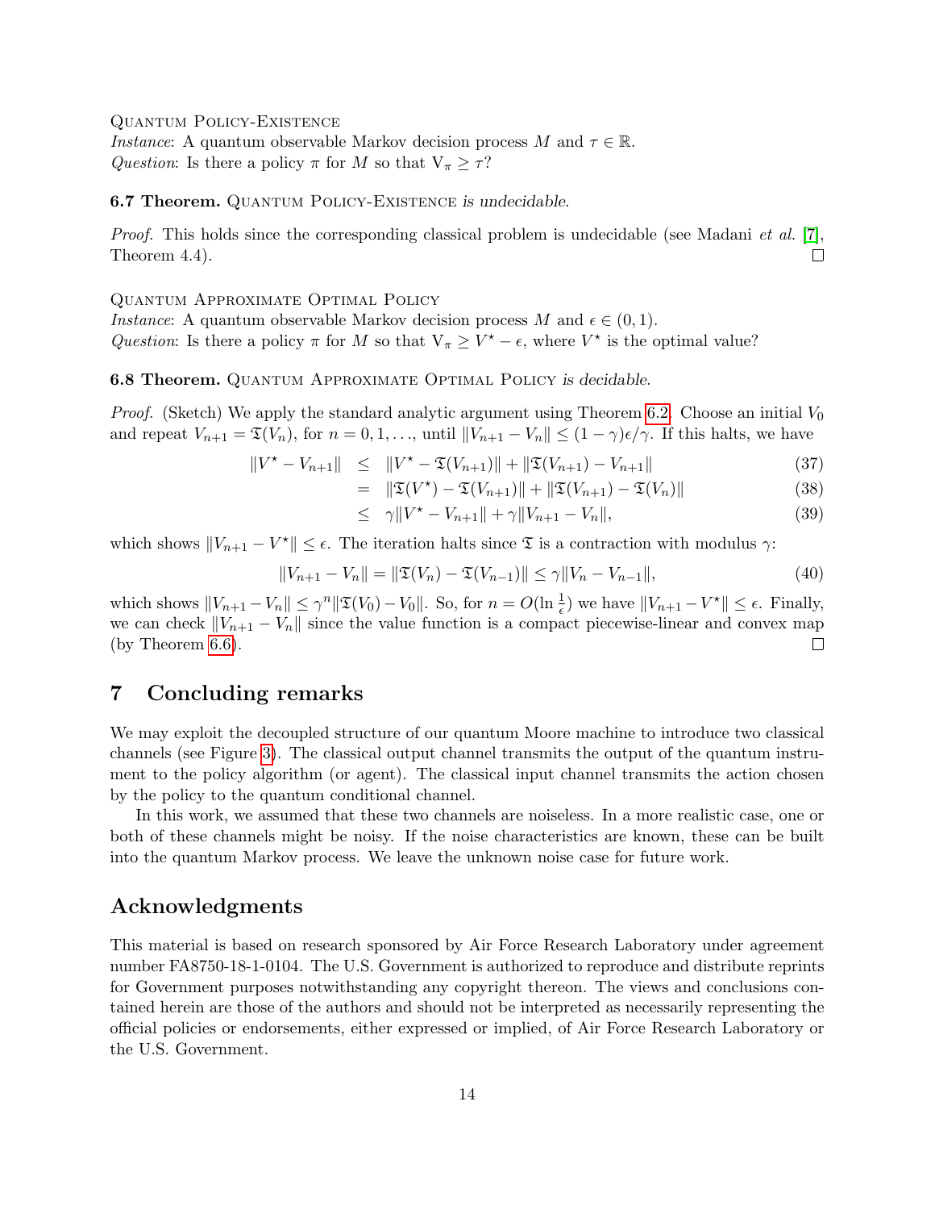Quantum Policy-Existence

*Instance*: A quantum observable Markov decision process $M$ and $\tau \in \mathbb{R}$.
*Question*: Is there a policy $\pi$ for $M$ so that $\mathrm{V}_\pi \geq \tau$?

**6.7 Theorem.** Quantum Policy-Existence *is undecidable.*

*Proof.* This holds since the corresponding classical problem is undecidable (see Madani *et al.* [7], Theorem 4.4). □

Quantum Approximate Optimal Policy

*Instance*: A quantum observable Markov decision process $M$ and $\epsilon \in (0, 1)$.
*Question*: Is there a policy $\pi$ for $M$ so that $\mathrm{V}_\pi \geq V^\star - \epsilon$, where $V^\star$ is the optimal value?

**6.8 Theorem.** Quantum Approximate Optimal Policy *is decidable.*

*Proof.* (Sketch) We apply the standard analytic argument using Theorem 6.2. Choose an initial $V_0$ and repeat $V_{n+1} = \mathfrak{T}(V_n)$, for $n = 0, 1, \ldots$, until $\|V_{n+1} - V_n\| \leq (1-\gamma)\epsilon/\gamma$. If this halts, we have

$$
\begin{aligned}
\|V^\star - V_{n+1}\| &\leq \|V^\star - \mathfrak{T}(V_{n+1})\| + \|\mathfrak{T}(V_{n+1}) - V_{n+1}\| && (37)\\
&= \|\mathfrak{T}(V^\star) - \mathfrak{T}(V_{n+1})\| + \|\mathfrak{T}(V_{n+1}) - \mathfrak{T}(V_n)\| && (38)\\
&\leq \gamma\|V^\star - V_{n+1}\| + \gamma\|V_{n+1} - V_n\|, && (39)
\end{aligned}
$$

which shows $\|V_{n+1} - V^\star\| \leq \epsilon$. The iteration halts since $\mathfrak{T}$ is a contraction with modulus $\gamma$:

$$
\|V_{n+1} - V_n\| = \|\mathfrak{T}(V_n) - \mathfrak{T}(V_{n-1})\| \leq \gamma\|V_n - V_{n-1}\|, \tag{40}
$$

which shows $\|V_{n+1} - V_n\| \leq \gamma^n\|\mathfrak{T}(V_0) - V_0\|$. So, for $n = O(\ln \frac{1}{\epsilon})$ we have $\|V_{n+1} - V^\star\| \leq \epsilon$. Finally, we can check $\|V_{n+1} - V_n\|$ since the value function is a compact piecewise-linear and convex map (by Theorem 6.6). □

## 7 Concluding remarks

We may exploit the decoupled structure of our quantum Moore machine to introduce two classical channels (see Figure 3). The classical output channel transmits the output of the quantum instrument to the policy algorithm (or agent). The classical input channel transmits the action chosen by the policy to the quantum conditional channel.

In this work, we assumed that these two channels are noiseless. In a more realistic case, one or both of these channels might be noisy. If the noise characteristics are known, these can be built into the quantum Markov process. We leave the unknown noise case for future work.

## Acknowledgments

This material is based on research sponsored by Air Force Research Laboratory under agreement number FA8750-18-1-0104. The U.S. Government is authorized to reproduce and distribute reprints for Government purposes notwithstanding any copyright thereon. The views and conclusions contained herein are those of the authors and should not be interpreted as necessarily representing the official policies or endorsements, either expressed or implied, of Air Force Research Laboratory or the U.S. Government.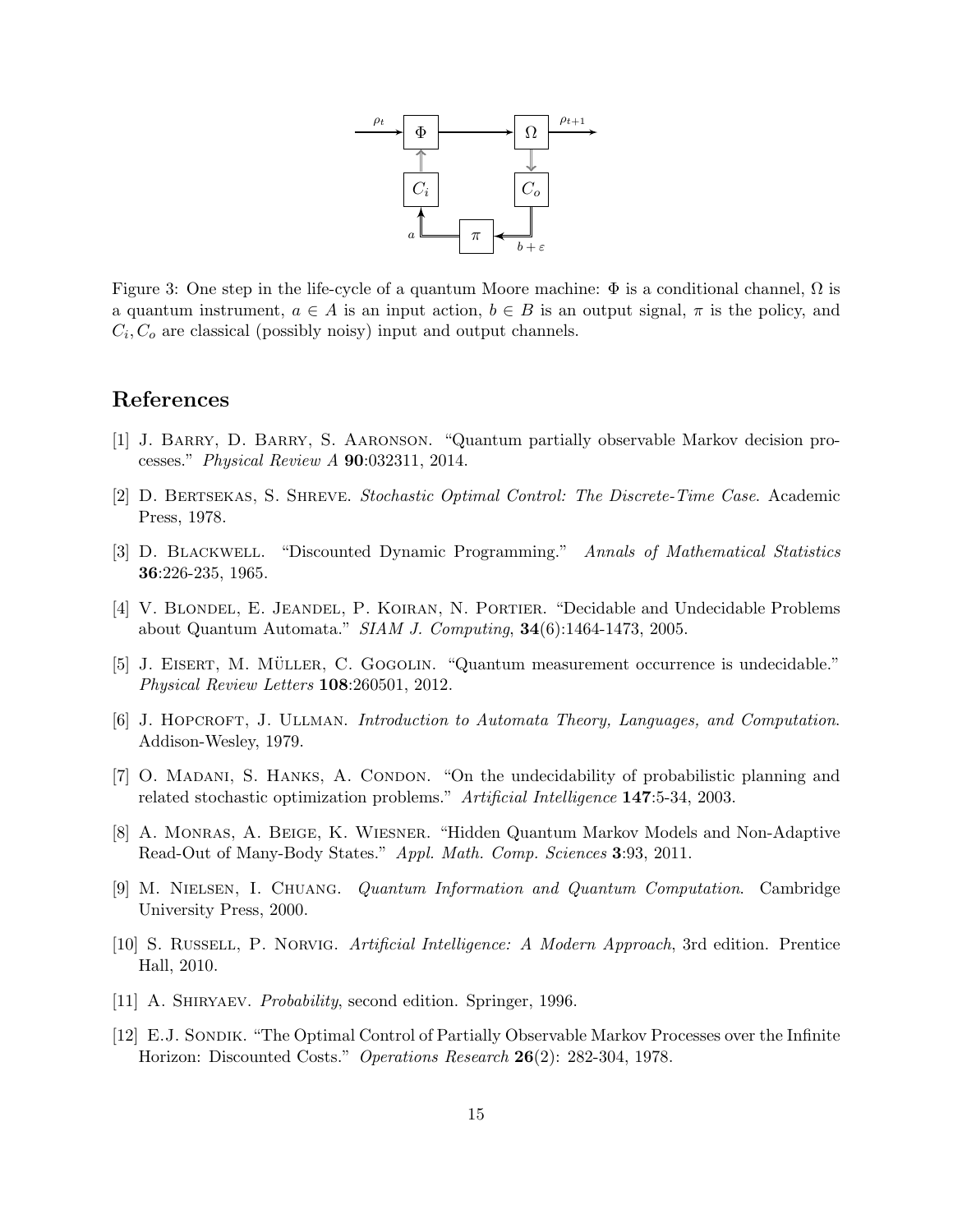Figure 3: One step in the life-cycle of a quantum Moore machine: $\Phi$ is a conditional channel, $\Omega$ is a quantum instrument, $a \in A$ is an input action, $b \in B$ is an output signal, $\pi$ is the policy, and $C_i, C_o$ are classical (possibly noisy) input and output channels.

## References

[1] J. Barry, D. Barry, S. Aaronson. "Quantum partially observable Markov decision processes." *Physical Review A* **90**:032311, 2014.

[2] D. Bertsekas, S. Shreve. *Stochastic Optimal Control: The Discrete-Time Case*. Academic Press, 1978.

[3] D. Blackwell. "Discounted Dynamic Programming." *Annals of Mathematical Statistics* **36**:226-235, 1965.

[4] V. Blondel, E. Jeandel, P. Koiran, N. Portier. "Decidable and Undecidable Problems about Quantum Automata." *SIAM J. Computing*, **34**(6):1464-1473, 2005.

[5] J. Eisert, M. Müller, C. Gogolin. "Quantum measurement occurrence is undecidable." *Physical Review Letters* **108**:260501, 2012.

[6] J. Hopcroft, J. Ullman. *Introduction to Automata Theory, Languages, and Computation*. Addison-Wesley, 1979.

[7] O. Madani, S. Hanks, A. Condon. "On the undecidability of probabilistic planning and related stochastic optimization problems." *Artificial Intelligence* **147**:5-34, 2003.

[8] A. Monras, A. Beige, K. Wiesner. "Hidden Quantum Markov Models and Non-Adaptive Read-Out of Many-Body States." *Appl. Math. Comp. Sciences* **3**:93, 2011.

[9] M. Nielsen, I. Chuang. *Quantum Information and Quantum Computation*. Cambridge University Press, 2000.

[10] S. Russell, P. Norvig. *Artificial Intelligence: A Modern Approach*, 3rd edition. Prentice Hall, 2010.

[11] A. Shiryaev. *Probability*, second edition. Springer, 1996.

[12] E.J. Sondik. "The Optimal Control of Partially Observable Markov Processes over the Infinite Horizon: Discounted Costs." *Operations Research* **26**(2): 282-304, 1978.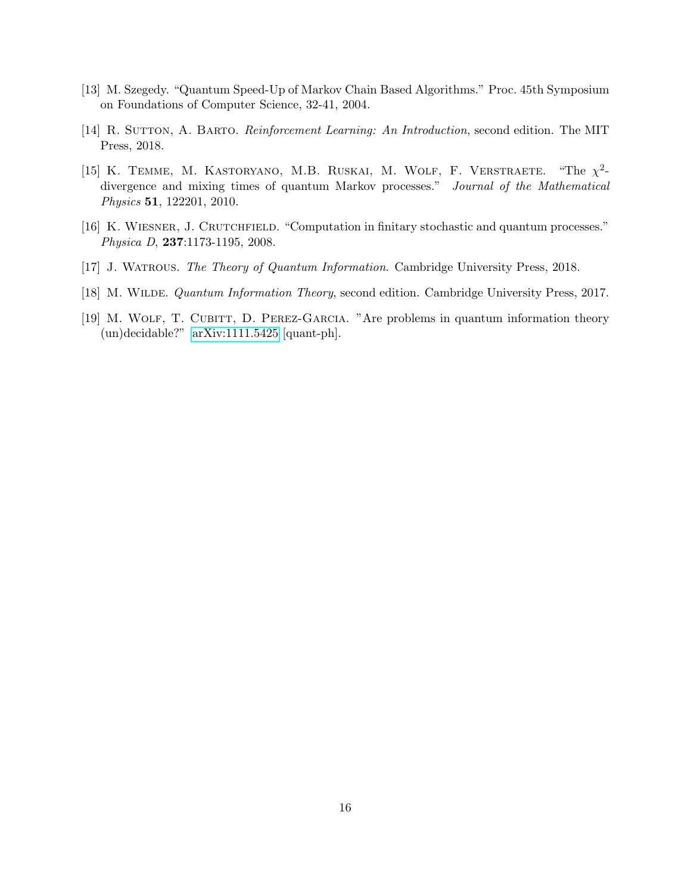[13] M. Szegedy. "Quantum Speed-Up of Markov Chain Based Algorithms." Proc. 45th Symposium on Foundations of Computer Science, 32-41, 2004.

[14] R. Sutton, A. Barto. *Reinforcement Learning: An Introduction*, second edition. The MIT Press, 2018.

[15] K. Temme, M. Kastoryano, M.B. Ruskai, M. Wolf, F. Verstraete. "The $\chi^2$-divergence and mixing times of quantum Markov processes." *Journal of the Mathematical Physics* **51**, 122201, 2010.

[16] K. Wiesner, J. Crutchfield. "Computation in finitary stochastic and quantum processes." *Physica D*, **237**:1173-1195, 2008.

[17] J. Watrous. *The Theory of Quantum Information*. Cambridge University Press, 2018.

[18] M. Wilde. *Quantum Information Theory*, second edition. Cambridge University Press, 2017.

[19] M. Wolf, T. Cubitt, D. Perez-Garcia. "Are problems in quantum information theory (un)decidable?" arXiv:1111.5425 [quant-ph].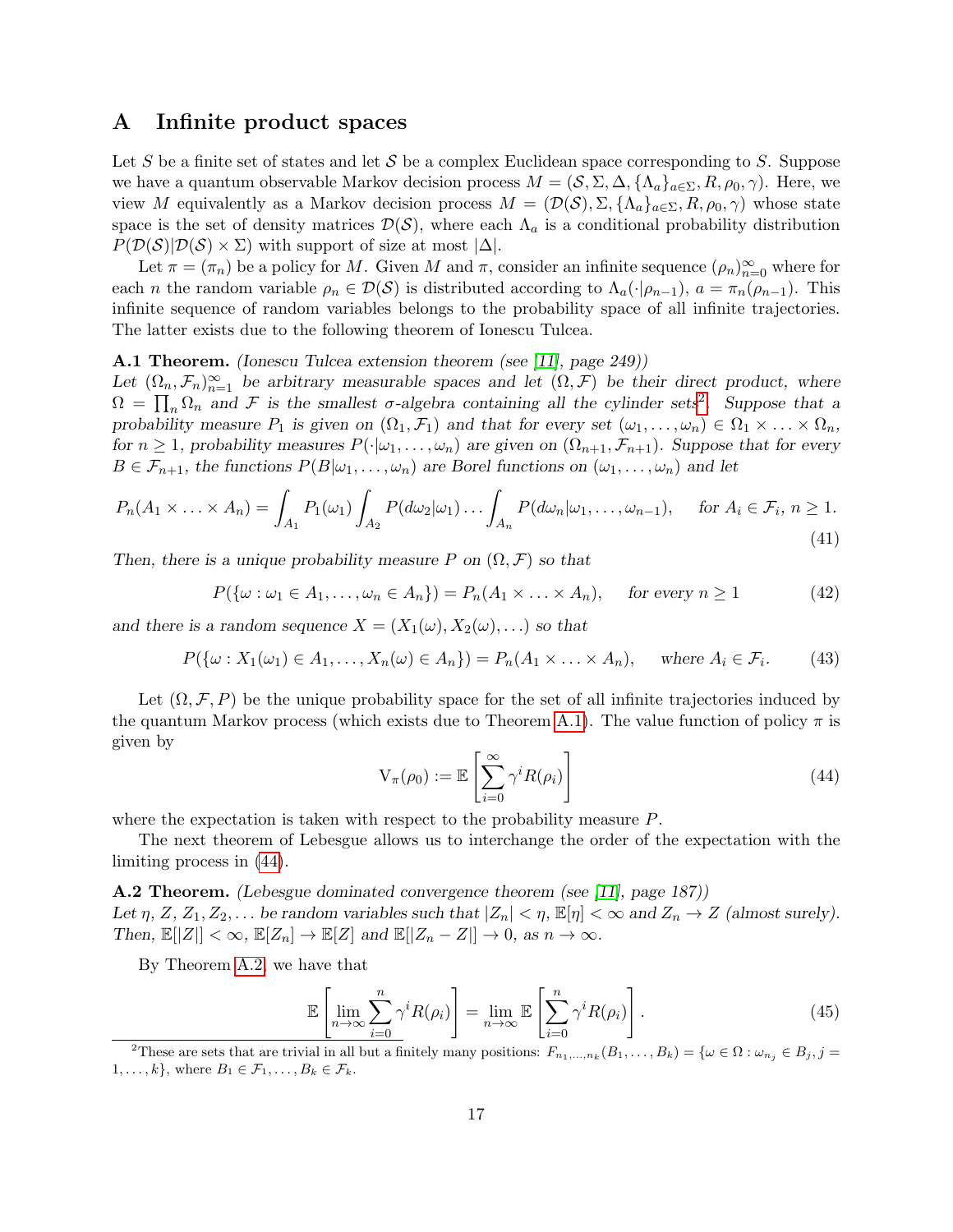# A Infinite product spaces

Let $S$ be a finite set of states and let $\mathcal{S}$ be a complex Euclidean space corresponding to $S$. Suppose we have a quantum observable Markov decision process $M = (\mathcal{S}, \Sigma, \Delta, \{\Lambda_a\}_{a\in\Sigma}, R, \rho_0, \gamma)$. Here, we view $M$ equivalently as a Markov decision process $M = (\mathcal{D}(\mathcal{S}), \Sigma, \{\Lambda_a\}_{a\in\Sigma}, R, \rho_0, \gamma)$ whose state space is the set of density matrices $\mathcal{D}(\mathcal{S})$, where each $\Lambda_a$ is a conditional probability distribution $P(\mathcal{D}(\mathcal{S})|\mathcal{D}(\mathcal{S}) \times \Sigma)$ with support of size at most $|\Delta|$.

Let $\pi = (\pi_n)$ be a policy for $M$. Given $M$ and $\pi$, consider an infinite sequence $(\rho_n)_{n=0}^{\infty}$ where for each $n$ the random variable $\rho_n \in \mathcal{D}(\mathcal{S})$ is distributed according to $\Lambda_a(\cdot|\rho_{n-1})$, $a = \pi_n(\rho_{n-1})$. This infinite sequence of random variables belongs to the probability space of all infinite trajectories. The latter exists due to the following theorem of Ionescu Tulcea.

**A.1 Theorem.** *(Ionescu Tulcea extension theorem (see [11], page 249))*
*Let $(\Omega_n, \mathcal{F}_n)_{n=1}^{\infty}$ be arbitrary measurable spaces and let $(\Omega, \mathcal{F})$ be their direct product, where $\Omega = \prod_n \Omega_n$ and $\mathcal{F}$ is the smallest $\sigma$-algebra containing all the cylinder sets[2]. Suppose that a probability measure $P_1$ is given on $(\Omega_1, \mathcal{F}_1)$ and that for every set $(\omega_1, \ldots, \omega_n) \in \Omega_1 \times \ldots \times \Omega_n$, for $n \geq 1$, probability measures $P(\cdot|\omega_1, \ldots, \omega_n)$ are given on $(\Omega_{n+1}, \mathcal{F}_{n+1})$. Suppose that for every $B \in \mathcal{F}_{n+1}$, the functions $P(B|\omega_1, \ldots, \omega_n)$ are Borel functions on $(\omega_1, \ldots, \omega_n)$ and let*

$$P_n(A_1 \times \ldots \times A_n) = \int_{A_1} P_1(\omega_1) \int_{A_2} P(d\omega_2|\omega_1) \ldots \int_{A_n} P(d\omega_n|\omega_1, \ldots, \omega_{n-1}), \quad \text{for } A_i \in \mathcal{F}_i,\ n \geq 1. \tag{41}$$

*Then, there is a unique probability measure $P$ on $(\Omega, \mathcal{F})$ so that*

$$P(\{\omega : \omega_1 \in A_1, \ldots, \omega_n \in A_n\}) = P_n(A_1 \times \ldots \times A_n), \quad \text{for every } n \geq 1 \tag{42}$$

*and there is a random sequence $X = (X_1(\omega), X_2(\omega), \ldots)$ so that*

$$P(\{\omega : X_1(\omega_1) \in A_1, \ldots, X_n(\omega) \in A_n\}) = P_n(A_1 \times \ldots \times A_n), \quad \text{where } A_i \in \mathcal{F}_i. \tag{43}$$

Let $(\Omega, \mathcal{F}, P)$ be the unique probability space for the set of all infinite trajectories induced by the quantum Markov process (which exists due to Theorem A.1). The value function of policy $\pi$ is given by

$$\mathrm{V}_{\pi}(\rho_0) := \mathbb{E}\left[\sum_{i=0}^{\infty} \gamma^i R(\rho_i)\right] \tag{44}$$

where the expectation is taken with respect to the probability measure $P$.

The next theorem of Lebesgue allows us to interchange the order of the expectation with the limiting process in (44).

**A.2 Theorem.** *(Lebesgue dominated convergence theorem (see [11], page 187))*
*Let $\eta, Z, Z_1, Z_2, \ldots$ be random variables such that $|Z_n| < \eta$, $\mathbb{E}[\eta] < \infty$ and $Z_n \to Z$ (almost surely). Then, $\mathbb{E}[|Z|] < \infty$, $\mathbb{E}[Z_n] \to \mathbb{E}[Z]$ and $\mathbb{E}[|Z_n - Z|] \to 0$, as $n \to \infty$.*

By Theorem A.2, we have that

$$\mathbb{E}\left[\lim_{n\to\infty} \sum_{i=0}^{n} \gamma^i R(\rho_i)\right] = \lim_{n\to\infty} \mathbb{E}\left[\sum_{i=0}^{n} \gamma^i R(\rho_i)\right]. \tag{45}$$

[2] These are sets that are trivial in all but a finitely many positions: $F_{n_1,\ldots,n_k}(B_1, \ldots, B_k) = \{\omega \in \Omega : \omega_{n_j} \in B_j, j = 1, \ldots, k\}$, where $B_1 \in \mathcal{F}_1, \ldots, B_k \in \mathcal{F}_k$.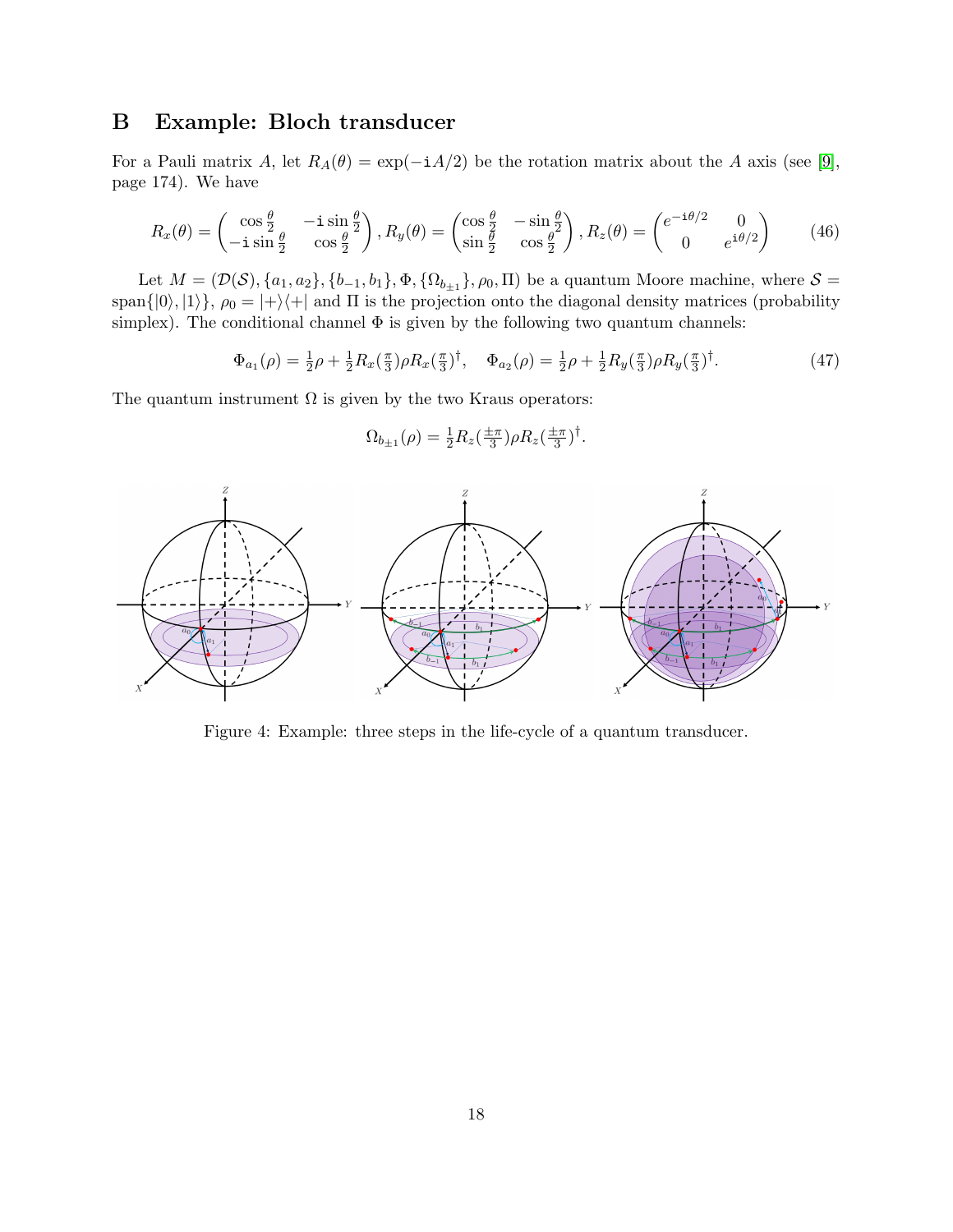# B Example: Bloch transducer

For a Pauli matrix $A$, let $R_A(\theta) = \exp(-\mathtt{i}A/2)$ be the rotation matrix about the $A$ axis (see [9], page 174). We have

$$R_x(\theta) = \begin{pmatrix} \cos\frac{\theta}{2} & -\mathtt{i}\sin\frac{\theta}{2} \\ -\mathtt{i}\sin\frac{\theta}{2} & \cos\frac{\theta}{2} \end{pmatrix}, R_y(\theta) = \begin{pmatrix} \cos\frac{\theta}{2} & -\sin\frac{\theta}{2} \\ \sin\frac{\theta}{2} & \cos\frac{\theta}{2} \end{pmatrix}, R_z(\theta) = \begin{pmatrix} e^{-\mathtt{i}\theta/2} & 0 \\ 0 & e^{\mathtt{i}\theta/2} \end{pmatrix} \tag{46}$$

Let $M = (\mathcal{D}(\mathcal{S}), \{a_1, a_2\}, \{b_{-1}, b_1\}, \Phi, \{\Omega_{b_{\pm 1}}\}, \rho_0, \Pi)$ be a quantum Moore machine, where $\mathcal{S} = \text{span}\{|0\rangle, |1\rangle\}$, $\rho_0 = |+\rangle\langle+|$ and $\Pi$ is the projection onto the diagonal density matrices (probability simplex). The conditional channel $\Phi$ is given by the following two quantum channels:

$$\Phi_{a_1}(\rho) = \tfrac{1}{2}\rho + \tfrac{1}{2}R_x(\tfrac{\pi}{3})\rho R_x(\tfrac{\pi}{3})^\dagger, \quad \Phi_{a_2}(\rho) = \tfrac{1}{2}\rho + \tfrac{1}{2}R_y(\tfrac{\pi}{3})\rho R_y(\tfrac{\pi}{3})^\dagger. \tag{47}$$

The quantum instrument $\Omega$ is given by the two Kraus operators:

$$\Omega_{b_{\pm 1}}(\rho) = \tfrac{1}{2}R_z(\tfrac{\pm\pi}{3})\rho R_z(\tfrac{\pm\pi}{3})^\dagger.$$

Figure 4: Example: three steps in the life-cycle of a quantum transducer.